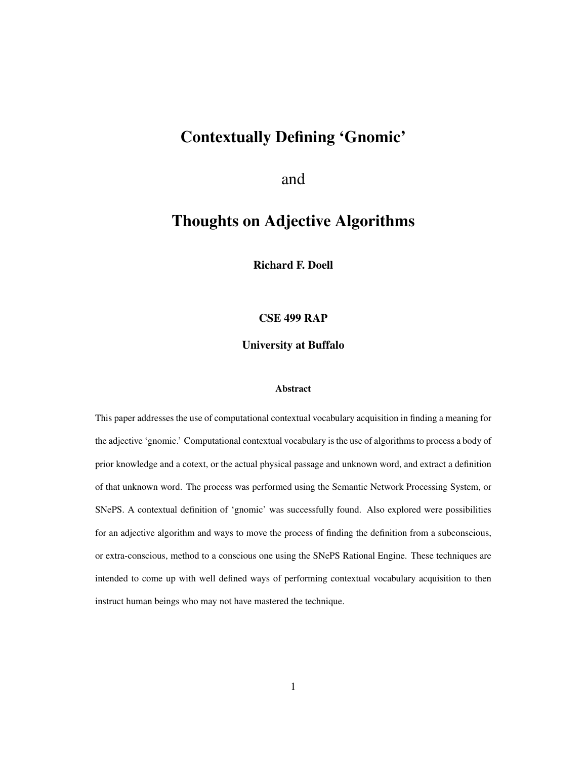# Contextually Defining 'Gnomic'

and

# Thoughts on Adjective Algorithms

**Richard F. Doell**

**CSE 499 RAP**

**University at Buffalo**

### Abstract

This paper addresses the use of computational contextual vocabulary acquisition in finding a meaning for the adjective 'gnomic.' Computational contextual vocabulary is the use of algorithms to process a body of prior knowledge and a cotext, or the actual physical passage and unknown word, and extract a definition of that unknown word. The process was performed using the Semantic Network Processing System, or SNePS. A contextual definition of 'gnomic' was successfully found. Also explored were possibilities for an adjective algorithm and ways to move the process of finding the definition from a subconscious, or extra-conscious, method to a conscious one using the SNePS Rational Engine. These techniques are intended to come up with well defined ways of performing contextual vocabulary acquisition to then instruct human beings who may not have mastered the technique.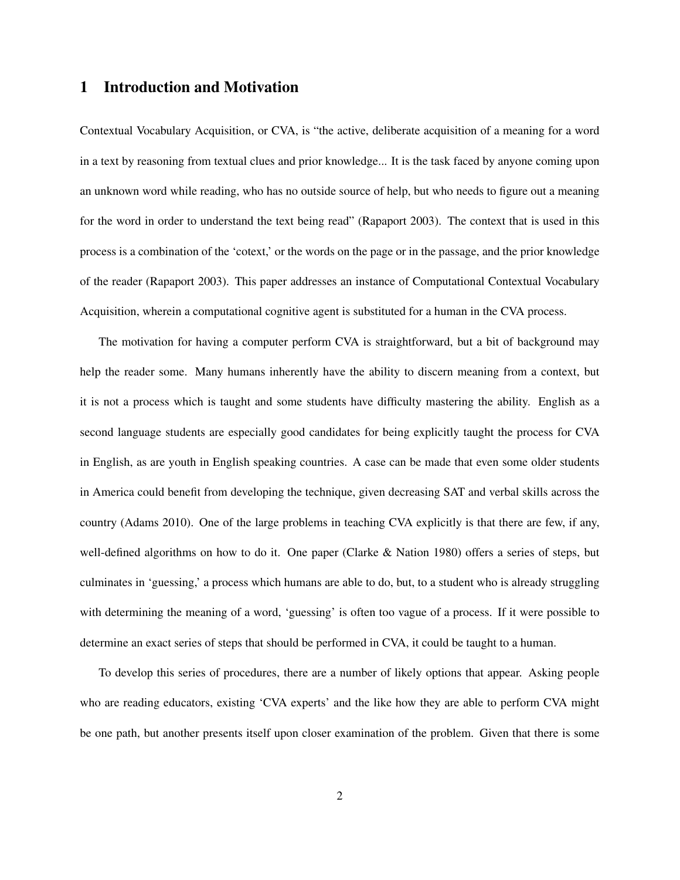# 1 Introduction and Motivation

Contextual Vocabulary Acquisition, or CVA, is "the active, deliberate acquisition of a meaning for a word in a text by reasoning from textual clues and prior knowledge... It is the task faced by anyone coming upon an unknown word while reading, who has no outside source of help, but who needs to figure out a meaning for the word in order to understand the text being read" (Rapaport 2003). The context that is used in this process is a combination of the 'cotext,' or the words on the page or in the passage, and the prior knowledge of the reader (Rapaport 2003). This paper addresses an instance of Computational Contextual Vocabulary Acquisition, wherein a computational cognitive agent is substituted for a human in the CVA process.

The motivation for having a computer perform CVA is straightforward, but a bit of background may help the reader some. Many humans inherently have the ability to discern meaning from a context, but it is not a process which is taught and some students have difficulty mastering the ability. English as a second language students are especially good candidates for being explicitly taught the process for CVA in English, as are youth in English speaking countries. A case can be made that even some older students in America could benefit from developing the technique, given decreasing SAT and verbal skills across the country (Adams 2010). One of the large problems in teaching CVA explicitly is that there are few, if any, well-defined algorithms on how to do it. One paper (Clarke & Nation 1980) offers a series of steps, but culminates in 'guessing,' a process which humans are able to do, but, to a student who is already struggling with determining the meaning of a word, 'guessing' is often too vague of a process. If it were possible to determine an exact series of steps that should be performed in CVA, it could be taught to a human.

To develop this series of procedures, there are a number of likely options that appear. Asking people who are reading educators, existing 'CVA experts' and the like how they are able to perform CVA might be one path, but another presents itself upon closer examination of the problem. Given that there is some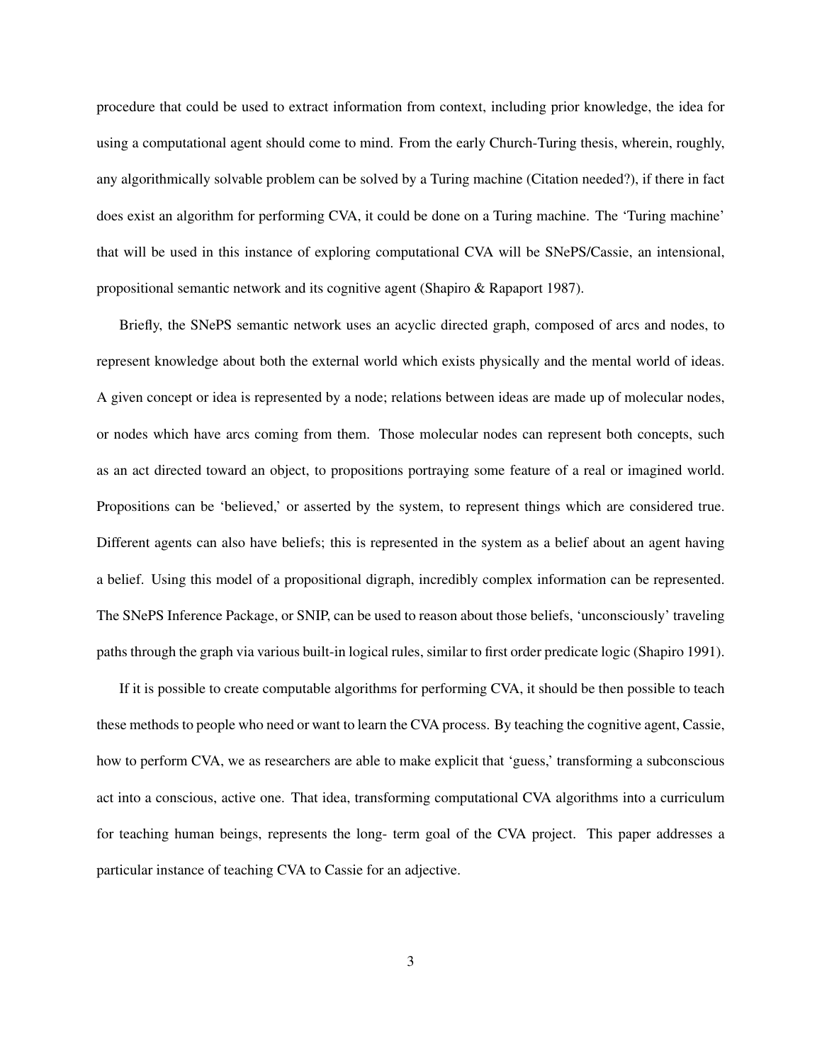procedure that could be used to extract information from context, including prior knowledge, the idea for using a computational agent should come to mind. From the early Church-Turing thesis, wherein, roughly, any algorithmically solvable problem can be solved by a Turing machine (Citation needed?), if there in fact does exist an algorithm for performing CVA, it could be done on a Turing machine. The 'Turing machine' that will be used in this instance of exploring computational CVA will be SNePS/Cassie, an intensional, propositional semantic network and its cognitive agent (Shapiro & Rapaport 1987).

Briefly, the SNePS semantic network uses an acyclic directed graph, composed of arcs and nodes, to represent knowledge about both the external world which exists physically and the mental world of ideas. A given concept or idea is represented by a node; relations between ideas are made up of molecular nodes, or nodes which have arcs coming from them. Those molecular nodes can represent both concepts, such as an act directed toward an object, to propositions portraying some feature of a real or imagined world. Propositions can be 'believed,' or asserted by the system, to represent things which are considered true. Different agents can also have beliefs; this is represented in the system as a belief about an agent having a belief. Using this model of a propositional digraph, incredibly complex information can be represented. The SNePS Inference Package, or SNIP, can be used to reason about those beliefs, 'unconsciously' traveling paths through the graph via various built-in logical rules, similar to first order predicate logic (Shapiro 1991).

If it is possible to create computable algorithms for performing CVA, it should be then possible to teach these methods to people who need or want to learn the CVA process. By teaching the cognitive agent, Cassie, how to perform CVA, we as researchers are able to make explicit that 'guess,' transforming a subconscious act into a conscious, active one. That idea, transforming computational CVA algorithms into a curriculum for teaching human beings, represents the long- term goal of the CVA project. This paper addresses a particular instance of teaching CVA to Cassie for an adjective.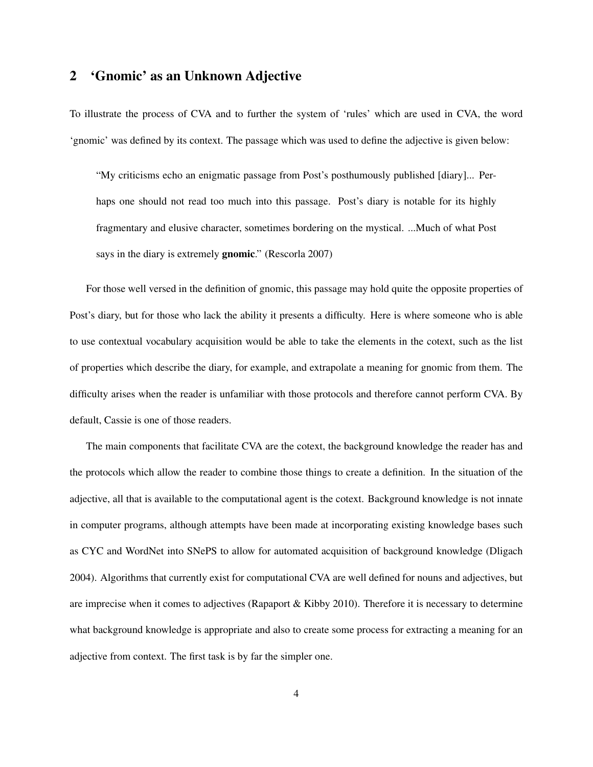## 2 'Gnomic' as an Unknown Adjective

To illustrate the process of CVA and to further the system of 'rules' which are used in CVA, the word 'gnomic' was defined by its context. The passage which was used to define the adjective is given below:

> "My criticisms echo an enigmatic passage from Post's posthumously published [diary]... Perhaps one should not read too much into this passage. Post's diary is notable for its highly fragmentary and elusive character, sometimes bordering on the mystical. ...Much of what Post says in the diary is extremely **gnomic**." (Rescorla 2007)

For those well versed in the definition of gnomic, this passage may hold quite the opposite properties of Post's diary, but for those who lack the ability it presents a difficulty. Here is where someone who is able to use contextual vocabulary acquisition would be able to take the elements in the cotext, such as the list of properties which describe the diary, for example, and extrapolate a meaning for gnomic from them. The difficulty arises when the reader is unfamiliar with those protocols and therefore cannot perform CVA. By default, Cassie is one of those readers.

The main components that facilitate CVA are the cotext, the background knowledge the reader has and the protocols which allow the reader to combine those things to create a definition. In the situation of the adjective, all that is available to the computational agent is the cotext. Background knowledge is not innate in computer programs, although attempts have been made at incorporating existing knowledge bases such as CYC and WordNet into SNePS to allow for automated acquisition of background knowledge (Dligach 2004). Algorithms that currently exist for computational CVA are well defined for nouns and adjectives, but are imprecise when it comes to adjectives (Rapaport & Kibby 2010). Therefore it is necessary to determine what background knowledge is appropriate and also to create some process for extracting a meaning for an adjective from context. The first task is by far the simpler one.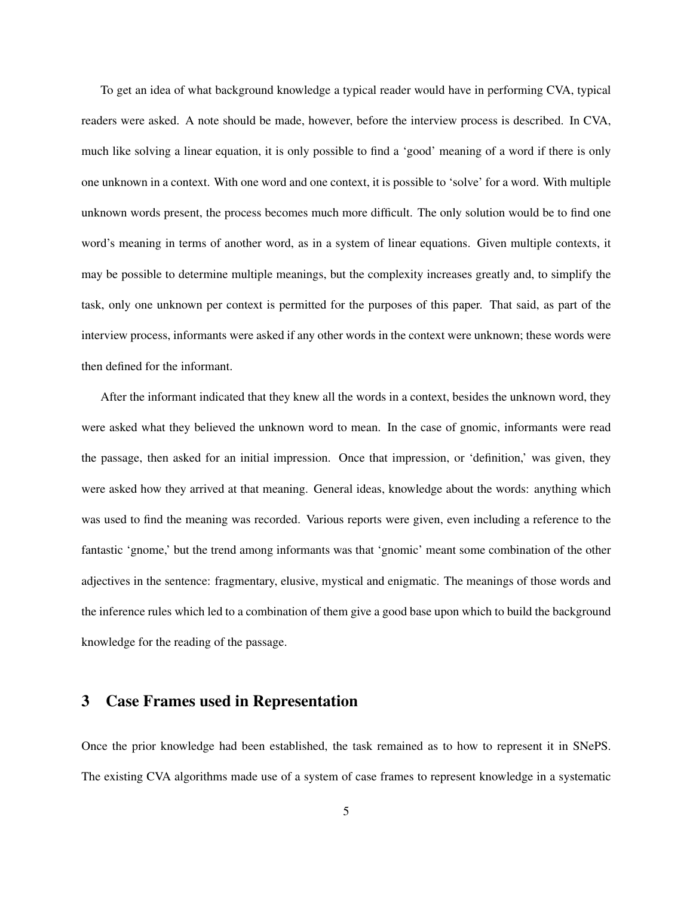To get an idea of what background knowledge a typical reader would have in performing CVA, typical readers were asked. A note should be made, however, before the interview process is described. In CVA, much like solving a linear equation, it is only possible to find a 'good' meaning of a word if there is only one unknown in a context. With one word and one context, it is possible to 'solve' for a word. With multiple unknown words present, the process becomes much more difficult. The only solution would be to find one word's meaning in terms of another word, as in a system of linear equations. Given multiple contexts, it may be possible to determine multiple meanings, but the complexity increases greatly and, to simplify the task, only one unknown per context is permitted for the purposes of this paper. That said, as part of the interview process, informants were asked if any other words in the context were unknown; these words were then defined for the informant.

After the informant indicated that they knew all the words in a context, besides the unknown word, they were asked what they believed the unknown word to mean. In the case of gnomic, informants were read the passage, then asked for an initial impression. Once that impression, or 'definition,' was given, they were asked how they arrived at that meaning. General ideas, knowledge about the words: anything which was used to find the meaning was recorded. Various reports were given, even including a reference to the fantastic 'gnome,' but the trend among informants was that 'gnomic' meant some combination of the other adjectives in the sentence: fragmentary, elusive, mystical and enigmatic. The meanings of those words and the inference rules which led to a combination of them give a good base upon which to build the background knowledge for the reading of the passage.

## 3 Case Frames used in Representation

Once the prior knowledge had been established, the task remained as to how to represent it in SNePS. The existing CVA algorithms made use of a system of case frames to represent knowledge in a systematic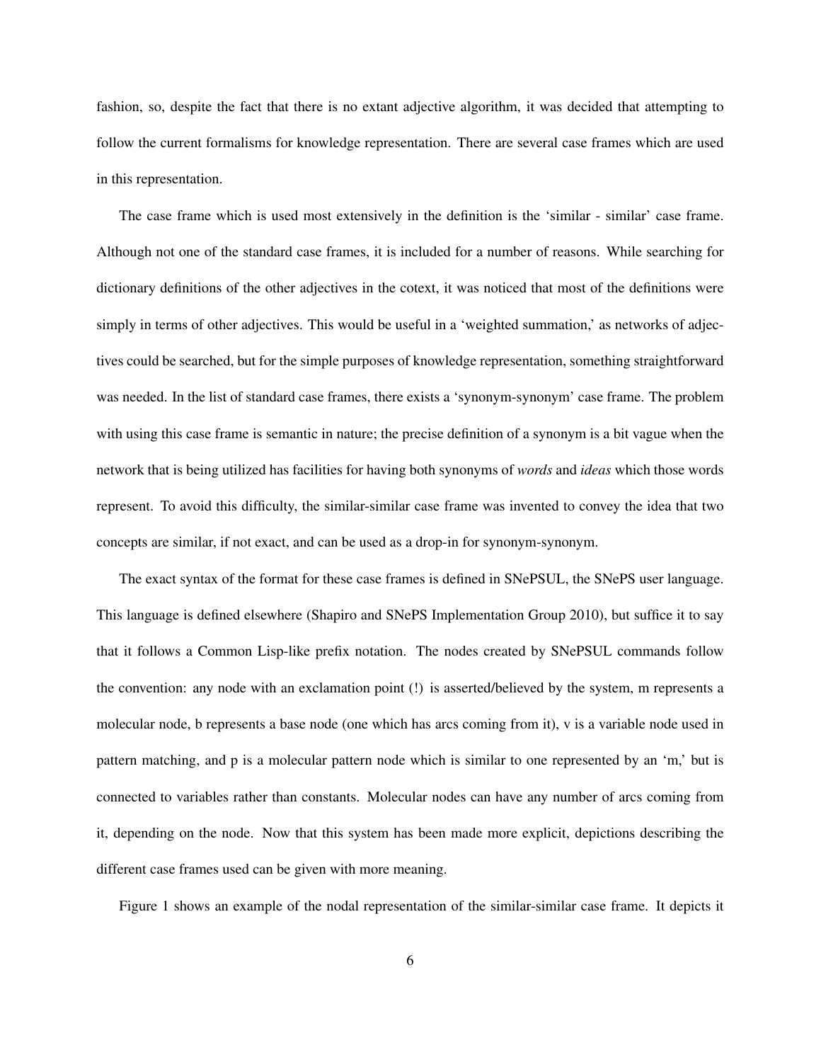fashion, so, despite the fact that there is no extant adjective algorithm, it was decided that attempting to follow the current formalisms for knowledge representation. There are several case frames which are used in this representation.

The case frame which is used most extensively in the definition is the 'similar - similar' case frame. Although not one of the standard case frames, it is included for a number of reasons. While searching for dictionary definitions of the other adjectives in the cotext, it was noticed that most of the definitions were simply in terms of other adjectives. This would be useful in a 'weighted summation,' as networks of adjectives could be searched, but for the simple purposes of knowledge representation, something straightforward was needed. In the list of standard case frames, there exists a 'synonym-synonym' case frame. The problem with using this case frame is semantic in nature; the precise definition of a synonym is a bit vague when the network that is being utilized has facilities for having both synonyms of *words* and *ideas* which those words represent. To avoid this difficulty, the similar-similar case frame was invented to convey the idea that two concepts are similar, if not exact, and can be used as a drop-in for synonym-synonym.

The exact syntax of the format for these case frames is defined in SNePSUL, the SNePS user language. This language is defined elsewhere (Shapiro and SNePS Implementation Group 2010), but suffice it to say that it follows a Common Lisp-like prefix notation. The nodes created by SNePSUL commands follow the convention: any node with an exclamation point (!) is asserted/believed by the system, m represents a molecular node, b represents a base node (one which has arcs coming from it), v is a variable node used in pattern matching, and p is a molecular pattern node which is similar to one represented by an 'm,' but is connected to variables rather than constants. Molecular nodes can have any number of arcs coming from it, depending on the node. Now that this system has been made more explicit, depictions describing the different case frames used can be given with more meaning.

Figure 1 shows an example of the nodal representation of the similar-similar case frame. It depicts it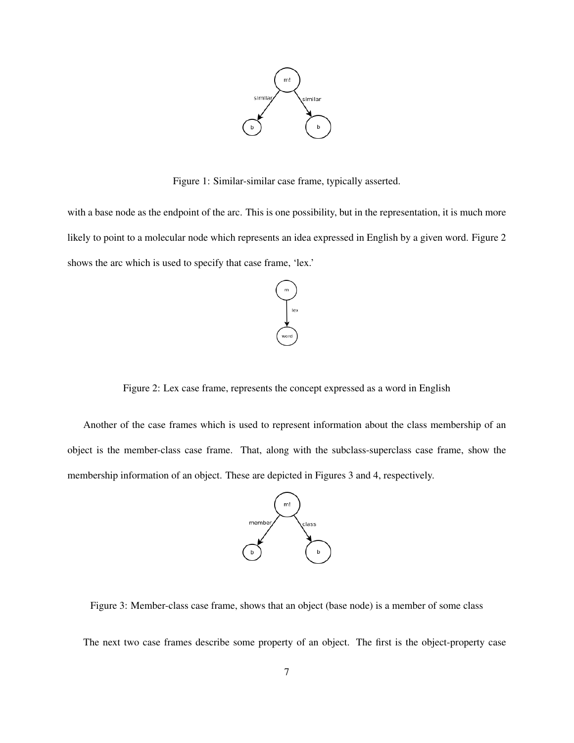Figure 1: Similar-similar case frame, typically asserted.

with a base node as the endpoint of the arc. This is one possibility, but in the representation, it is much more likely to point to a molecular node which represents an idea expressed in English by a given word. Figure 2 shows the arc which is used to specify that case frame, 'lex.'

Figure 2: Lex case frame, represents the concept expressed as a word in English

Another of the case frames which is used to represent information about the class membership of an object is the member-class case frame. That, along with the subclass-superclass case frame, show the membership information of an object. These are depicted in Figures 3 and 4, respectively.

Figure 3: Member-class case frame, shows that an object (base node) is a member of some class

The next two case frames describe some property of an object. The first is the object-property case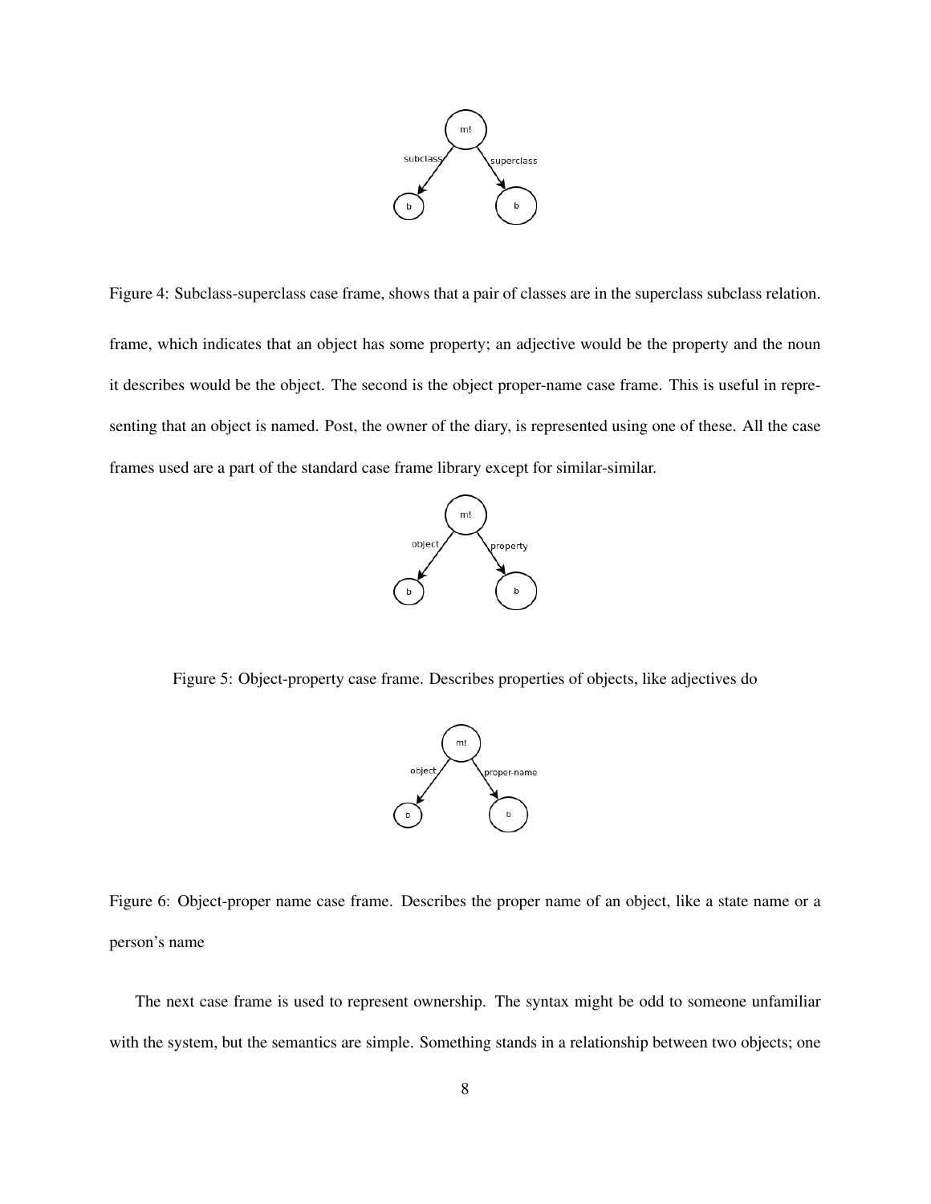Figure 4: Subclass-superclass case frame, shows that a pair of classes are in the superclass subclass relation.

frame, which indicates that an object has some property; an adjective would be the property and the noun it describes would be the object. The second is the object proper-name case frame. This is useful in representing that an object is named. Post, the owner of the diary, is represented using one of these. All the case frames used are a part of the standard case frame library except for similar-similar.

Figure 5: Object-property case frame. Describes properties of objects, like adjectives do

Figure 6: Object-proper name case frame. Describes the proper name of an object, like a state name or a person's name

The next case frame is used to represent ownership. The syntax might be odd to someone unfamiliar with the system, but the semantics are simple. Something stands in a relationship between two objects; one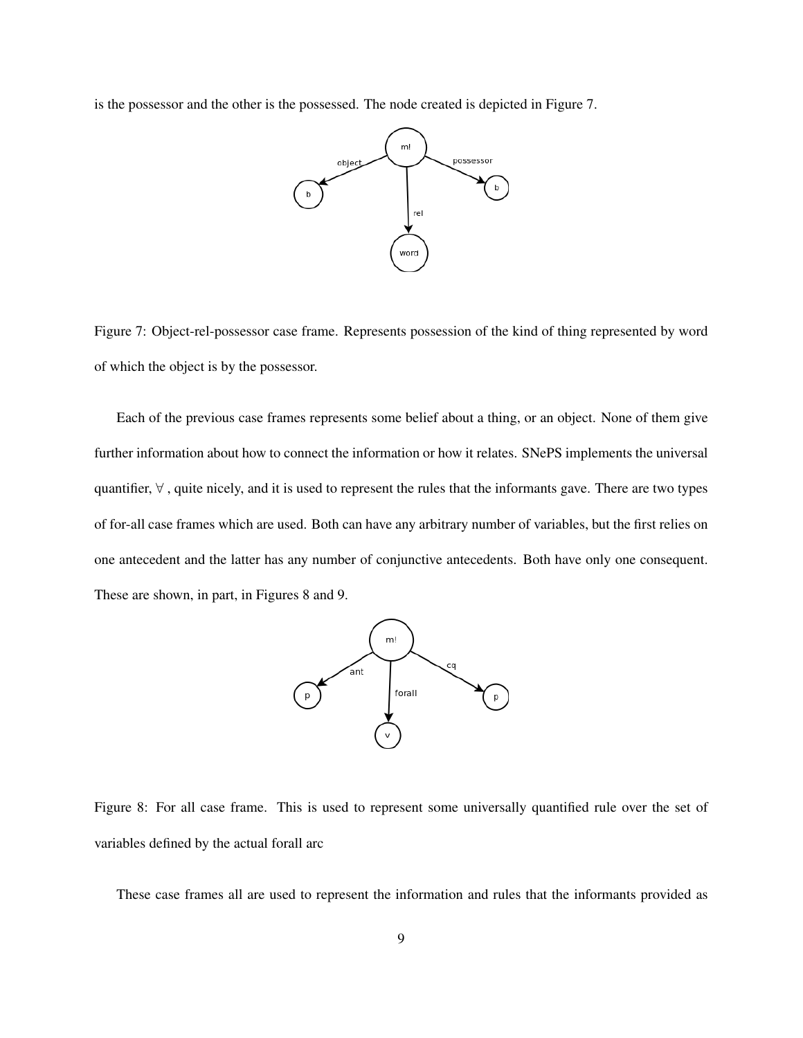is the possessor and the other is the possessed. The node created is depicted in Figure 7.

Figure 7: Object-rel-possessor case frame. Represents possession of the kind of thing represented by word of which the object is by the possessor.

Each of the previous case frames represents some belief about a thing, or an object. None of them give further information about how to connect the information or how it relates. SNePS implements the universal quantifier, ∀ , quite nicely, and it is used to represent the rules that the informants gave. There are two types of for-all case frames which are used. Both can have any arbitrary number of variables, but the first relies on one antecedent and the latter has any number of conjunctive antecedents. Both have only one consequent. These are shown, in part, in Figures 8 and 9.

Figure 8: For all case frame. This is used to represent some universally quantified rule over the set of variables defined by the actual forall arc

These case frames all are used to represent the information and rules that the informants provided as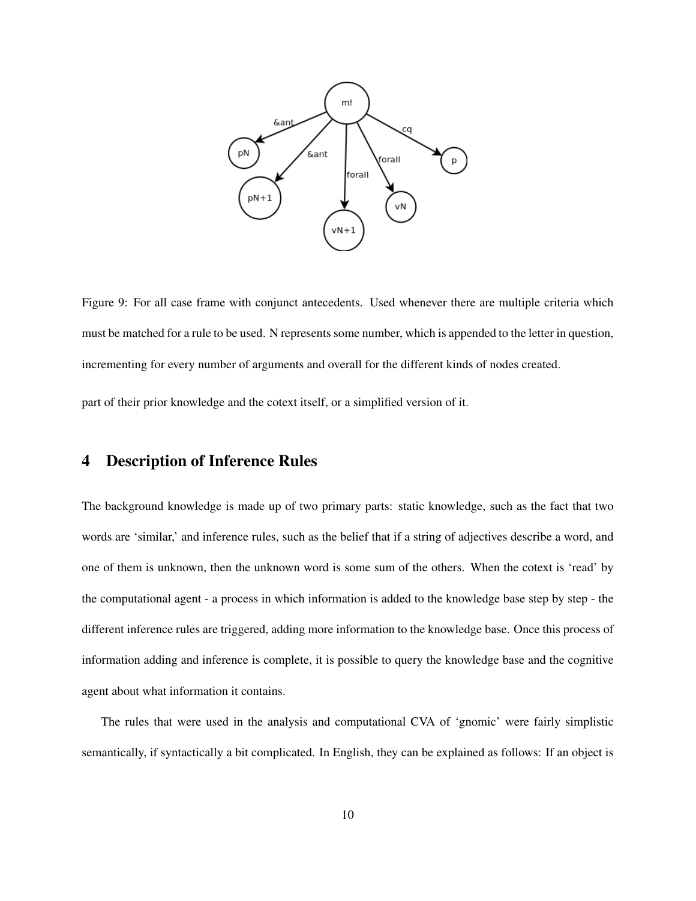Figure 9: For all case frame with conjunct antecedents. Used whenever there are multiple criteria which must be matched for a rule to be used. N represents some number, which is appended to the letter in question, incrementing for every number of arguments and overall for the different kinds of nodes created.

part of their prior knowledge and the cotext itself, or a simplified version of it.

## 4 Description of Inference Rules

The background knowledge is made up of two primary parts: static knowledge, such as the fact that two words are 'similar,' and inference rules, such as the belief that if a string of adjectives describe a word, and one of them is unknown, then the unknown word is some sum of the others. When the cotext is 'read' by the computational agent - a process in which information is added to the knowledge base step by step - the different inference rules are triggered, adding more information to the knowledge base. Once this process of information adding and inference is complete, it is possible to query the knowledge base and the cognitive agent about what information it contains.

The rules that were used in the analysis and computational CVA of 'gnomic' were fairly simplistic semantically, if syntactically a bit complicated. In English, they can be explained as follows: If an object is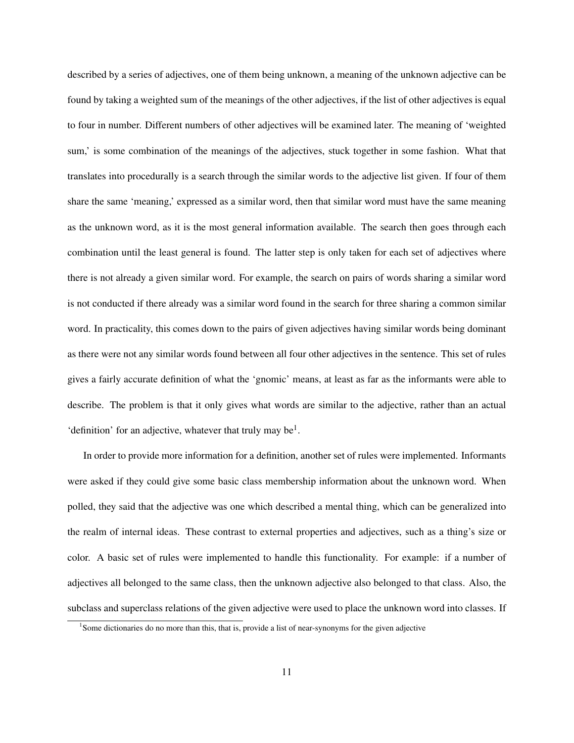described by a series of adjectives, one of them being unknown, a meaning of the unknown adjective can be found by taking a weighted sum of the meanings of the other adjectives, if the list of other adjectives is equal to four in number. Different numbers of other adjectives will be examined later. The meaning of 'weighted sum,' is some combination of the meanings of the adjectives, stuck together in some fashion. What that translates into procedurally is a search through the similar words to the adjective list given. If four of them share the same 'meaning,' expressed as a similar word, then that similar word must have the same meaning as the unknown word, as it is the most general information available. The search then goes through each combination until the least general is found. The latter step is only taken for each set of adjectives where there is not already a given similar word. For example, the search on pairs of words sharing a similar word is not conducted if there already was a similar word found in the search for three sharing a common similar word. In practicality, this comes down to the pairs of given adjectives having similar words being dominant as there were not any similar words found between all four other adjectives in the sentence. This set of rules gives a fairly accurate definition of what the 'gnomic' means, at least as far as the informants were able to describe. The problem is that it only gives what words are similar to the adjective, rather than an actual 'definition' for an adjective, whatever that truly may be[1].

In order to provide more information for a definition, another set of rules were implemented. Informants were asked if they could give some basic class membership information about the unknown word. When polled, they said that the adjective was one which described a mental thing, which can be generalized into the realm of internal ideas. These contrast to external properties and adjectives, such as a thing's size or color. A basic set of rules were implemented to handle this functionality. For example: if a number of adjectives all belonged to the same class, then the unknown adjective also belonged to that class. Also, the subclass and superclass relations of the given adjective were used to place the unknown word into classes. If

[1] Some dictionaries do no more than this, that is, provide a list of near-synonyms for the given adjective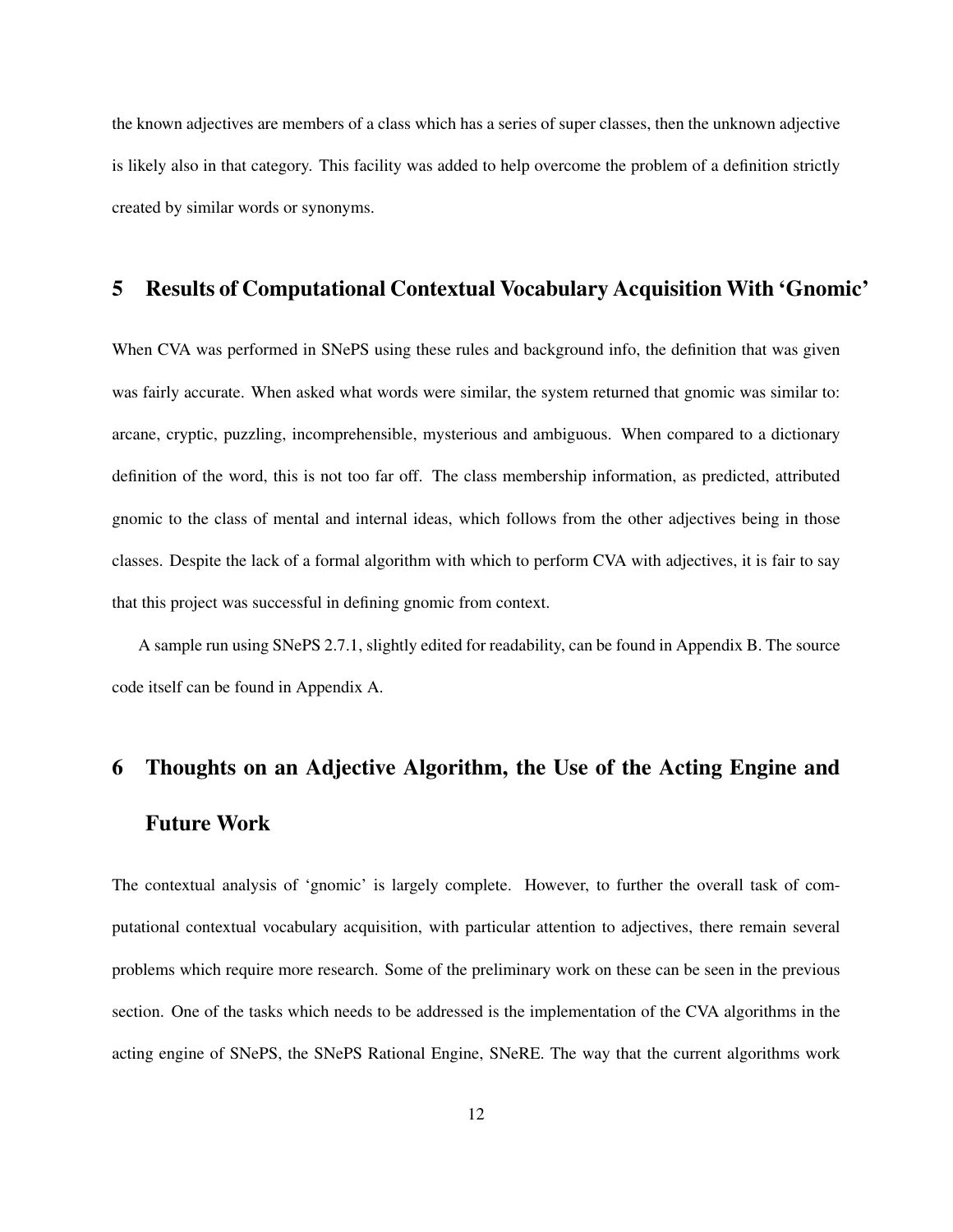the known adjectives are members of a class which has a series of super classes, then the unknown adjective is likely also in that category. This facility was added to help overcome the problem of a definition strictly created by similar words or synonyms.

## 5 Results of Computational Contextual Vocabulary Acquisition With 'Gnomic'

When CVA was performed in SNePS using these rules and background info, the definition that was given was fairly accurate. When asked what words were similar, the system returned that gnomic was similar to: arcane, cryptic, puzzling, incomprehensible, mysterious and ambiguous. When compared to a dictionary definition of the word, this is not too far off. The class membership information, as predicted, attributed gnomic to the class of mental and internal ideas, which follows from the other adjectives being in those classes. Despite the lack of a formal algorithm with which to perform CVA with adjectives, it is fair to say that this project was successful in defining gnomic from context.

A sample run using SNePS 2.7.1, slightly edited for readability, can be found in Appendix B. The source code itself can be found in Appendix A.

## 6 Thoughts on an Adjective Algorithm, the Use of the Acting Engine and Future Work

The contextual analysis of 'gnomic' is largely complete. However, to further the overall task of computational contextual vocabulary acquisition, with particular attention to adjectives, there remain several problems which require more research. Some of the preliminary work on these can be seen in the previous section. One of the tasks which needs to be addressed is the implementation of the CVA algorithms in the acting engine of SNePS, the SNePS Rational Engine, SNeRE. The way that the current algorithms work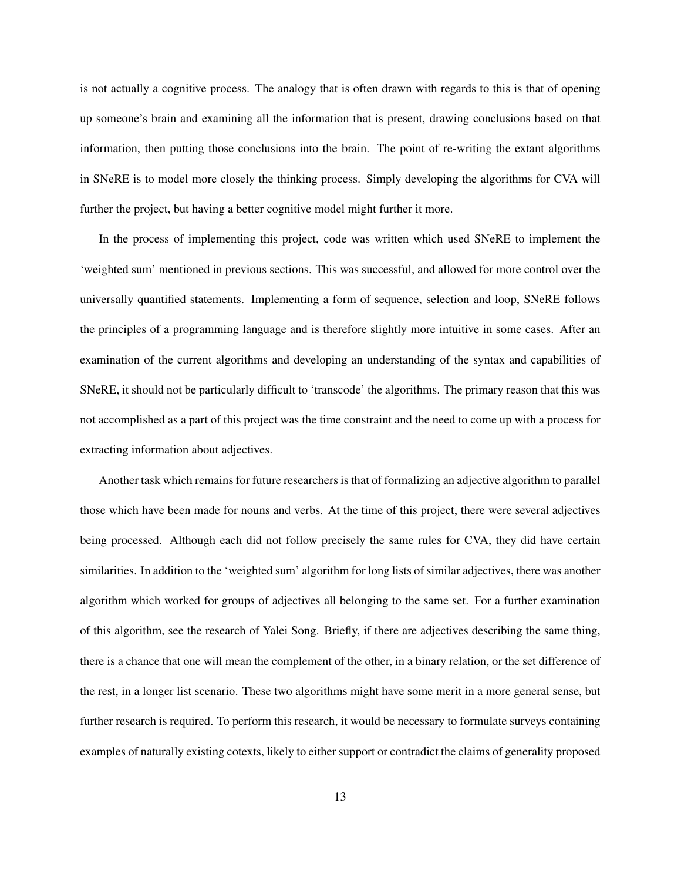is not actually a cognitive process. The analogy that is often drawn with regards to this is that of opening up someone's brain and examining all the information that is present, drawing conclusions based on that information, then putting those conclusions into the brain. The point of re-writing the extant algorithms in SNeRE is to model more closely the thinking process. Simply developing the algorithms for CVA will further the project, but having a better cognitive model might further it more.

In the process of implementing this project, code was written which used SNeRE to implement the 'weighted sum' mentioned in previous sections. This was successful, and allowed for more control over the universally quantified statements. Implementing a form of sequence, selection and loop, SNeRE follows the principles of a programming language and is therefore slightly more intuitive in some cases. After an examination of the current algorithms and developing an understanding of the syntax and capabilities of SNeRE, it should not be particularly difficult to 'transcode' the algorithms. The primary reason that this was not accomplished as a part of this project was the time constraint and the need to come up with a process for extracting information about adjectives.

Another task which remains for future researchers is that of formalizing an adjective algorithm to parallel those which have been made for nouns and verbs. At the time of this project, there were several adjectives being processed. Although each did not follow precisely the same rules for CVA, they did have certain similarities. In addition to the 'weighted sum' algorithm for long lists of similar adjectives, there was another algorithm which worked for groups of adjectives all belonging to the same set. For a further examination of this algorithm, see the research of Yalei Song. Briefly, if there are adjectives describing the same thing, there is a chance that one will mean the complement of the other, in a binary relation, or the set difference of the rest, in a longer list scenario. These two algorithms might have some merit in a more general sense, but further research is required. To perform this research, it would be necessary to formulate surveys containing examples of naturally existing cotexts, likely to either support or contradict the claims of generality proposed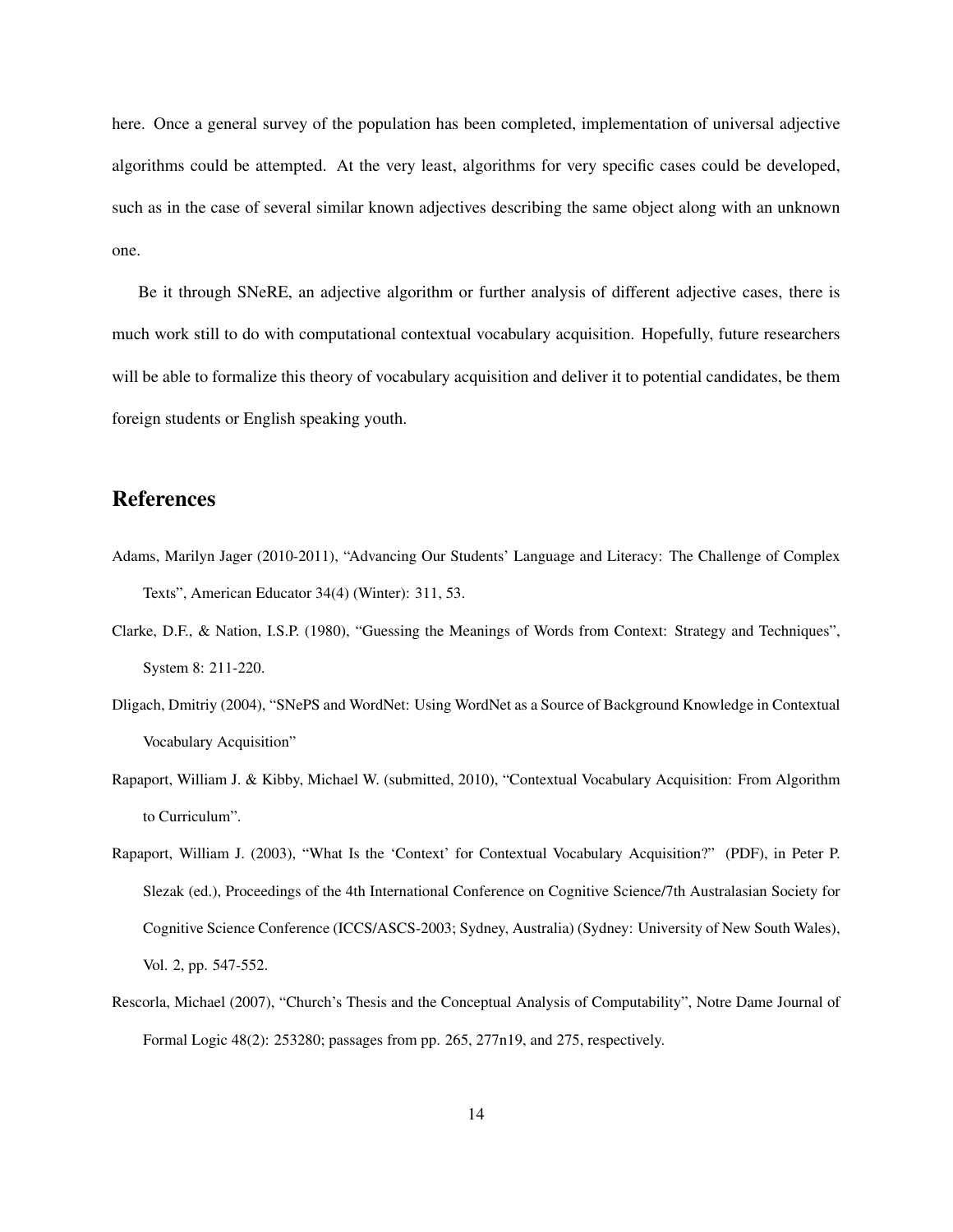here. Once a general survey of the population has been completed, implementation of universal adjective algorithms could be attempted. At the very least, algorithms for very specific cases could be developed, such as in the case of several similar known adjectives describing the same object along with an unknown one.

Be it through SNeRE, an adjective algorithm or further analysis of different adjective cases, there is much work still to do with computational contextual vocabulary acquisition. Hopefully, future researchers will be able to formalize this theory of vocabulary acquisition and deliver it to potential candidates, be them foreign students or English speaking youth.

## References

Adams, Marilyn Jager (2010-2011), "Advancing Our Students' Language and Literacy: The Challenge of Complex Texts", American Educator 34(4) (Winter): 311, 53.

Clarke, D.F., & Nation, I.S.P. (1980), "Guessing the Meanings of Words from Context: Strategy and Techniques", System 8: 211-220.

Dligach, Dmitriy (2004), "SNePS and WordNet: Using WordNet as a Source of Background Knowledge in Contextual Vocabulary Acquisition"

Rapaport, William J. & Kibby, Michael W. (submitted, 2010), "Contextual Vocabulary Acquisition: From Algorithm to Curriculum".

Rapaport, William J. (2003), "What Is the 'Context' for Contextual Vocabulary Acquisition?" (PDF), in Peter P. Slezak (ed.), Proceedings of the 4th International Conference on Cognitive Science/7th Australasian Society for Cognitive Science Conference (ICCS/ASCS-2003; Sydney, Australia) (Sydney: University of New South Wales), Vol. 2, pp. 547-552.

Rescorla, Michael (2007), "Church's Thesis and the Conceptual Analysis of Computability", Notre Dame Journal of Formal Logic 48(2): 253280; passages from pp. 265, 277n19, and 275, respectively.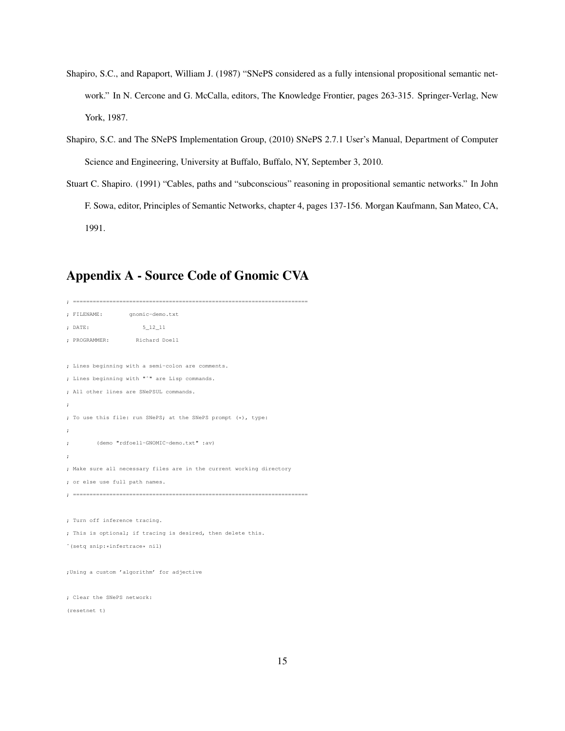Shapiro, S.C., and Rapaport, William J. (1987) "SNePS considered as a fully intensional propositional semantic network." In N. Cercone and G. McCalla, editors, The Knowledge Frontier, pages 263-315. Springer-Verlag, New York, 1987.

Shapiro, S.C. and The SNePS Implementation Group, (2010) SNePS 2.7.1 User's Manual, Department of Computer Science and Engineering, University at Buffalo, Buffalo, NY, September 3, 2010.

Stuart C. Shapiro. (1991) "Cables, paths and "subconscious" reasoning in propositional semantic networks." In John F. Sowa, editor, Principles of Semantic Networks, chapter 4, pages 137-156. Morgan Kaufmann, San Mateo, CA, 1991.

## Appendix A - Source Code of Gnomic CVA

```
; =======================================================================
; FILENAME:        gnomic-demo.txt
; DATE:               5_12_11
; PROGRAMMER:        Richard Doell

; Lines beginning with a semi-colon are comments.
; Lines beginning with "^" are Lisp commands.
; All other lines are SNePSUL commands.
;
; To use this file: run SNePS; at the SNePS prompt (*), type:
;
;        (demo "rdfoell-GNOMIC-demo.txt" :av)
;
; Make sure all necessary files are in the current working directory
; or else use full path names.
; =======================================================================

; Turn off inference tracing.
; This is optional; if tracing is desired, then delete this.
^(setq snip:*infertrace* nil)

;Using a custom 'algorithm' for adjective

; Clear the SNePS network:
(resetnet t)
```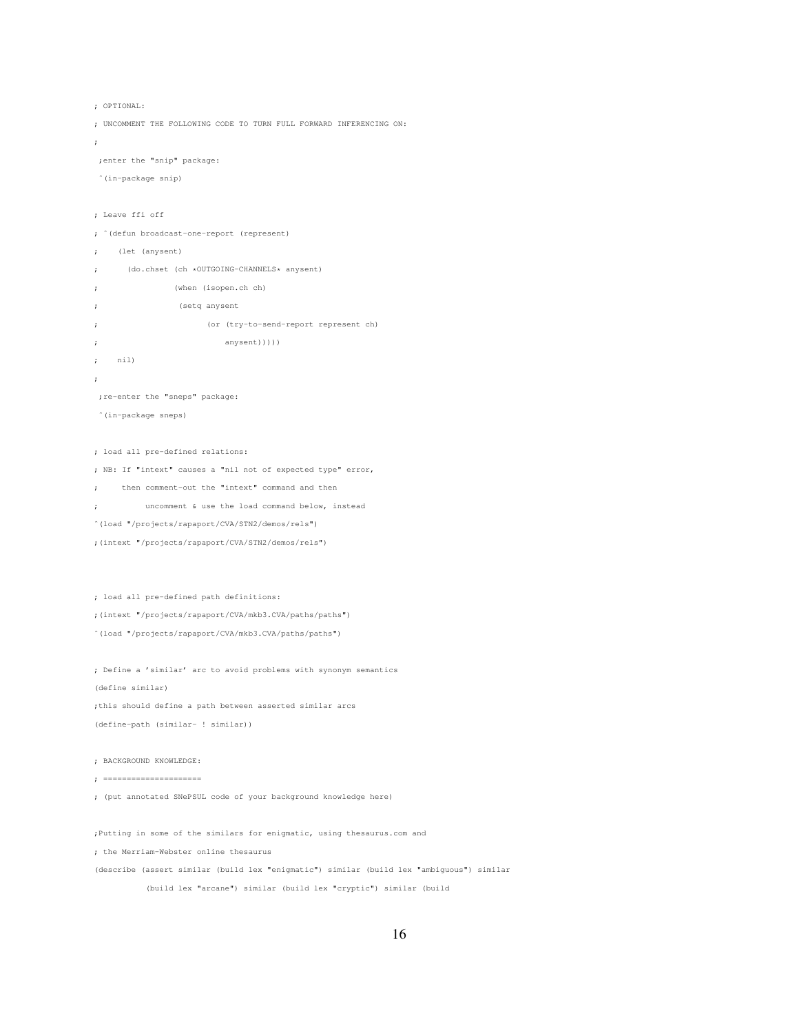```
; OPTIONAL:
; UNCOMMENT THE FOLLOWING CODE TO TURN FULL FORWARD INFERENCING ON:
;
 ;enter the "snip" package:
 ^(in-package snip)

; Leave ffi off
; ^(defun broadcast-one-report (represent)
;    (let (anysent)
;      (do.chset (ch *OUTGOING-CHANNELS* anysent)
;                (when (isopen.ch ch)
;                 (setq anysent
;                       (or (try-to-send-report represent ch)
;                           anysent)))))
;    nil)
;
 ;re-enter the "sneps" package:
 ^(in-package sneps)

; load all pre-defined relations:
; NB: If "intext" causes a "nil not of expected type" error,
;     then comment-out the "intext" command and then
;          uncomment & use the load command below, instead
^(load "/projects/rapaport/CVA/STN2/demos/rels")
;(intext "/projects/rapaport/CVA/STN2/demos/rels")


; load all pre-defined path definitions:
;(intext "/projects/rapaport/CVA/mkb3.CVA/paths/paths")
^(load "/projects/rapaport/CVA/mkb3.CVA/paths/paths")

; Define a 'similar' arc to avoid problems with synonym semantics
(define similar)
;this should define a path between asserted similar arcs
(define-path (similar- ! similar))

; BACKGROUND KNOWLEDGE:
; ====================
; (put annotated SNePSUL code of your background knowledge here)

;Putting in some of the similars for enigmatic, using thesaurus.com and
; the Merriam-Webster online thesaurus
(describe (assert similar (build lex "enigmatic") similar (build lex "ambiguous") similar
          (build lex "arcane") similar (build lex "cryptic") similar (build
```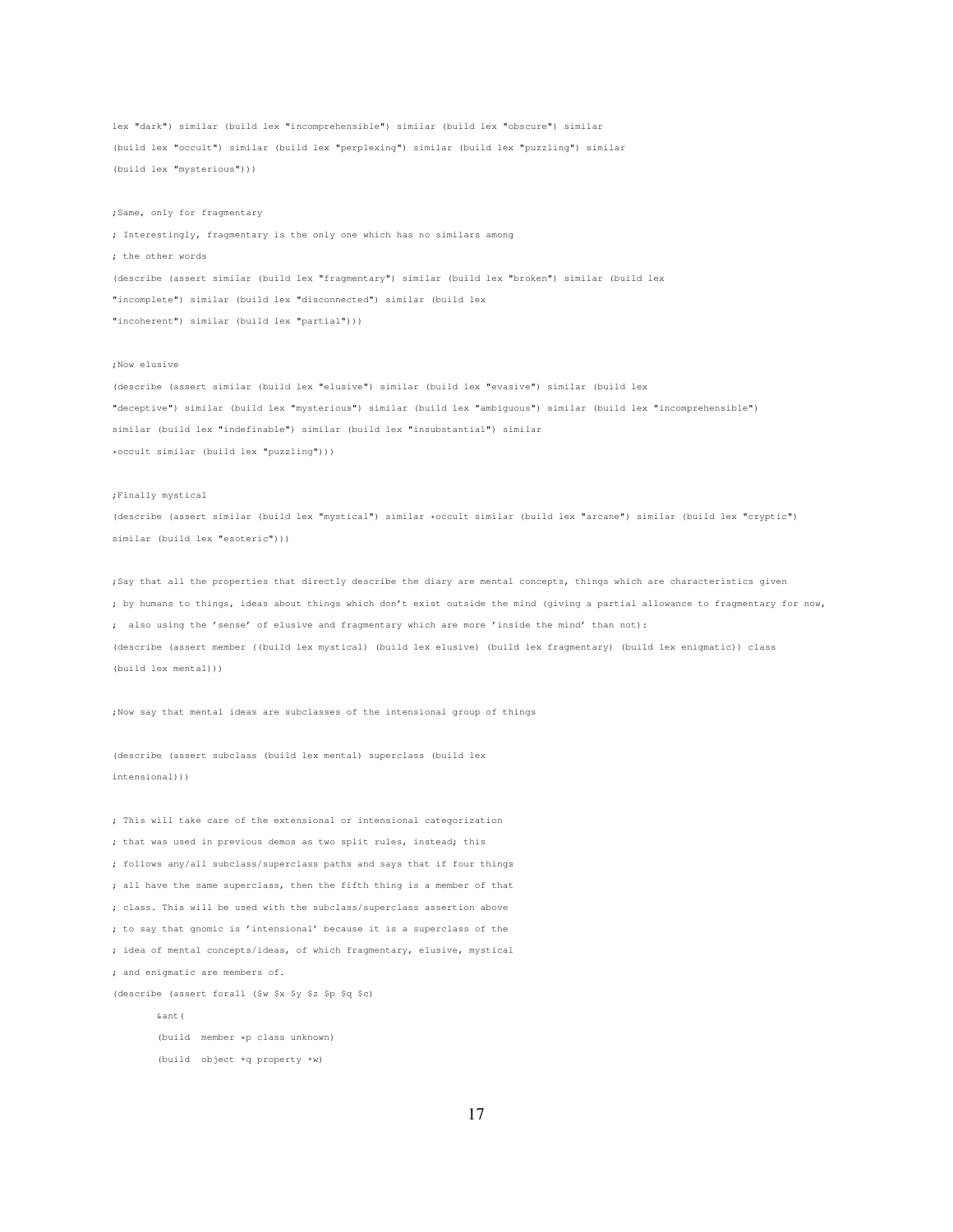```
lex "dark") similar (build lex "incomprehensible") similar (build lex "obscure") similar
(build lex "occult") similar (build lex "perplexing") similar (build lex "puzzling") similar
(build lex "mysterious")))

;Same, only for fragmentary
; Interestingly, fragmentary is the only one which has no similars among
; the other words
(describe (assert similar (build lex "fragmentary") similar (build lex "broken") similar (build lex
"incomplete") similar (build lex "disconnected") similar (build lex
"incoherent") similar (build lex "partial")))

;Now elusive
(describe (assert similar (build lex "elusive") similar (build lex "evasive") similar (build lex
"deceptive") similar (build lex "mysterious") similar (build lex "ambiguous") similar (build lex "incomprehensible")
similar (build lex "indefinable") similar (build lex "insubstantial") similar
*occult similar (build lex "puzzling")))

;Finally mystical
(describe (assert similar (build lex "mystical") similar *occult similar (build lex "arcane") similar (build lex "cryptic")
similar (build lex "esoteric")))

;Say that all the properties that directly describe the diary are mental concepts, things which are characteristics given
; by humans to things, ideas about things which don't exist outside the mind (giving a partial allowance to fragmentary for now,
;  also using the 'sense' of elusive and fragmentary which are more 'inside the mind' than not):
(describe (assert member ((build lex mystical) (build lex elusive) (build lex fragmentary) (build lex enigmatic)) class
(build lex mental)))

;Now say that mental ideas are subclasses of the intensional group of things

(describe (assert subclass (build lex mental) superclass (build lex
intensional)))

; This will take care of the extensional or intensional categorization
; that was used in previous demos as two split rules, instead; this
; follows any/all subclass/superclass paths and says that if four things
; all have the same superclass, then the fifth thing is a member of that
; class. This will be used with the subclass/superclass assertion above
; to say that gnomic is 'intensional' because it is a superclass of the
; idea of mental concepts/ideas, of which fragmentary, elusive, mystical
; and enigmatic are members of.
(describe (assert forall ($w $x $y $z $p $q $c)
        &ant(
        (build  member *p class unknown)
        (build  object *q property *w)
```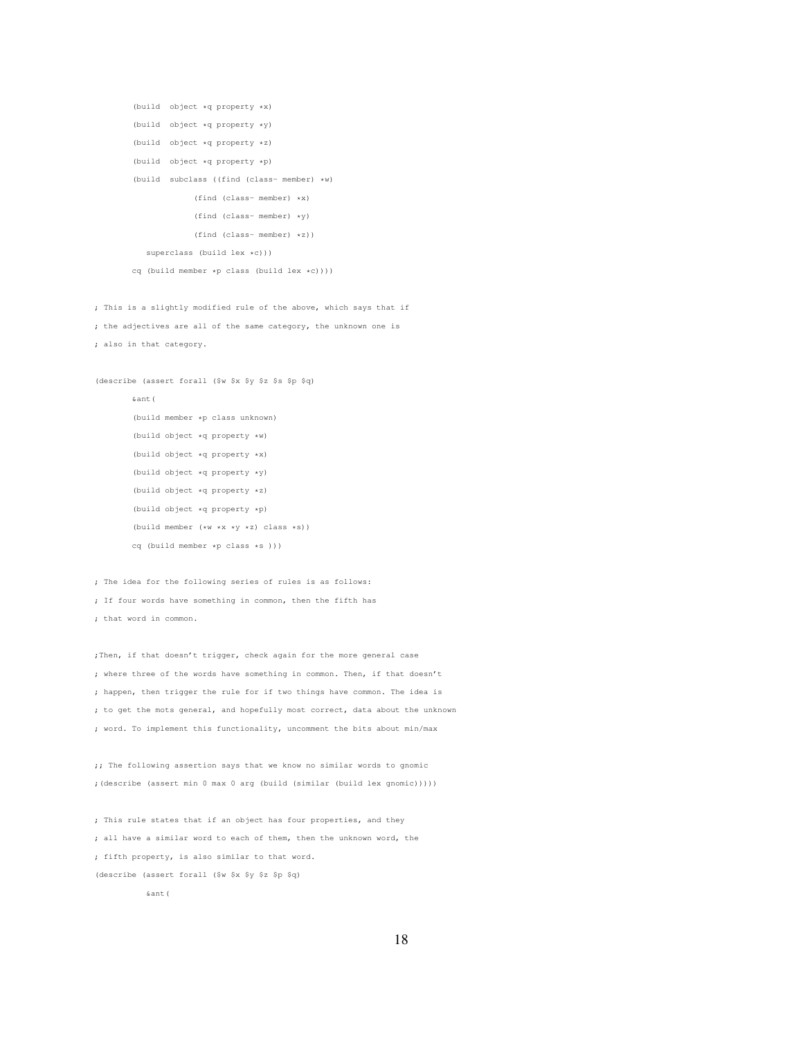```
        (build  object *q property *x)
        (build  object *q property *y)
        (build  object *q property *z)
        (build  object *q property *p)
        (build  subclass ((find (class- member) *w)
                     (find (class- member) *x)
                     (find (class- member) *y)
                     (find (class- member) *z))
           superclass (build lex *c)))
        cq (build member *p class (build lex *c))))

; This is a slightly modified rule of the above, which says that if
; the adjectives are all of the same category, the unknown one is
; also in that category.

(describe (assert forall ($w $x $y $z $s $p $q)
        &ant(
        (build member *p class unknown)
        (build object *q property *w)
        (build object *q property *x)
        (build object *q property *y)
        (build object *q property *z)
        (build object *q property *p)
        (build member (*w *x *y *z) class *s))
        cq (build member *p class *s )))

; The idea for the following series of rules is as follows:
; If four words have something in common, then the fifth has
; that word in common.

;Then, if that doesn't trigger, check again for the more general case
; where three of the words have something in common. Then, if that doesn't
; happen, then trigger the rule for if two things have common. The idea is
; to get the mots general, and hopefully most correct, data about the unknown
; word. To implement this functionality, uncomment the bits about min/max

;; The following assertion says that we know no similar words to gnomic
;(describe (assert min 0 max 0 arg (build (similar (build lex gnomic)))))

; This rule states that if an object has four properties, and they
; all have a similar word to each of them, then the unknown word, the
; fifth property, is also similar to that word.
(describe (assert forall ($w $x $y $z $p $q)
          &ant(
```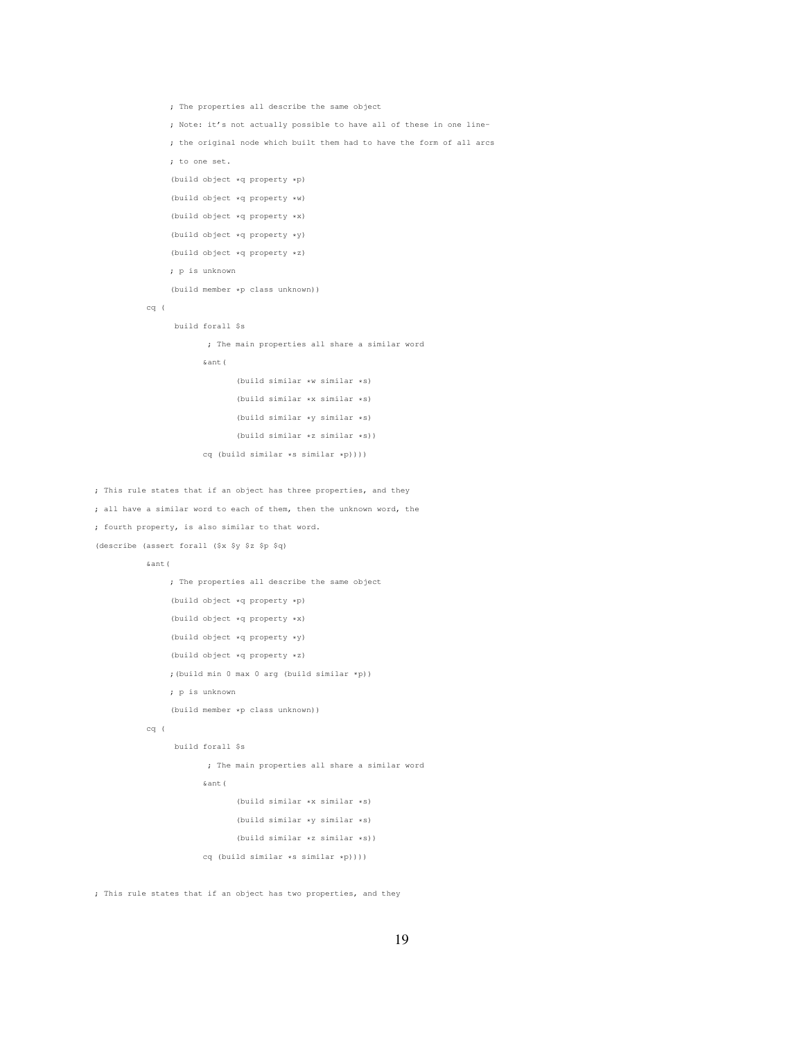```
                ; The properties all describe the same object
                ; Note: it's not actually possible to have all of these in one line-
                ; the original node which built them had to have the form of all arcs
                ; to one set.
                (build object *q property *p)
                (build object *q property *w)
                (build object *q property *x)
                (build object *q property *y)
                (build object *q property *z)
                ; p is unknown
                (build member *p class unknown))
           cq (
                 build forall $s
                        ; The main properties all share a similar word
                       &ant(
                              (build similar *w similar *s)
                              (build similar *x similar *s)
                              (build similar *y similar *s)
                              (build similar *z similar *s))
                       cq (build similar *s similar *p))))

; This rule states that if an object has three properties, and they
; all have a similar word to each of them, then the unknown word, the
; fourth property, is also similar to that word.
(describe (assert forall ($x $y $z $p $q)
           &ant(
                ; The properties all describe the same object
                (build object *q property *p)
                (build object *q property *x)
                (build object *q property *y)
                (build object *q property *z)
                ;(build min 0 max 0 arg (build similar *p))
                ; p is unknown
                (build member *p class unknown))
           cq (
                 build forall $s
                        ; The main properties all share a similar word
                       &ant(
                              (build similar *x similar *s)
                              (build similar *y similar *s)
                              (build similar *z similar *s))
                       cq (build similar *s similar *p))))

; This rule states that if an object has two properties, and they
```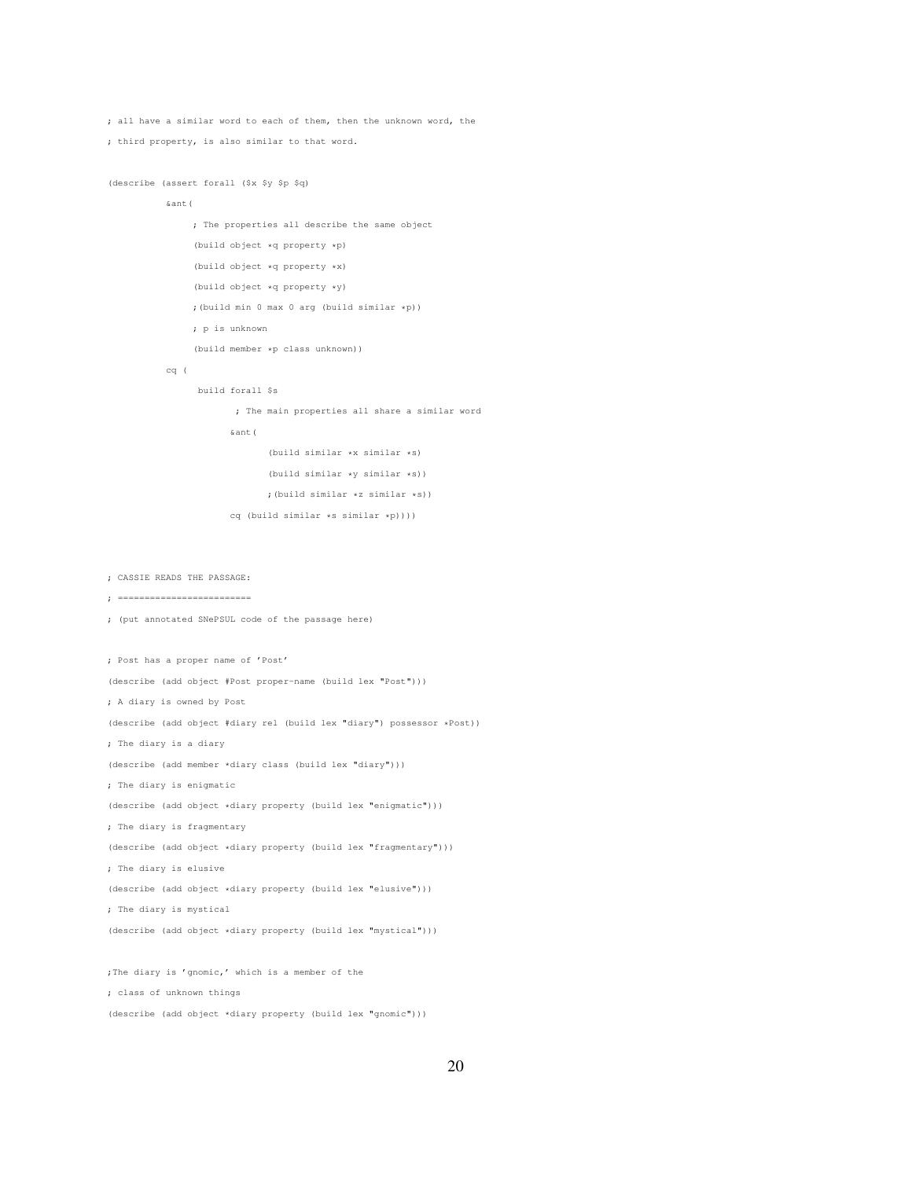```
; all have a similar word to each of them, then the unknown word, the
; third property, is also similar to that word.

(describe (assert forall ($x $y $p $q)
          &ant(
               ; The properties all describe the same object
               (build object *q property *p)
               (build object *q property *x)
               (build object *q property *y)
               ;(build min 0 max 0 arg (build similar *p))
               ; p is unknown
               (build member *p class unknown))
          cq (
                build forall $s
                       ; The main properties all share a similar word
                      &ant(
                             (build similar *x similar *s)
                             (build similar *y similar *s))
                             ;(build similar *z similar *s))
                      cq (build similar *s similar *p))))



; CASSIE READS THE PASSAGE:
; =======================
; (put annotated SNePSUL code of the passage here)

; Post has a proper name of 'Post'
(describe (add object #Post proper-name (build lex "Post")))
; A diary is owned by Post
(describe (add object #diary rel (build lex "diary") possessor *Post))
; The diary is a diary
(describe (add member *diary class (build lex "diary")))
; The diary is enigmatic
(describe (add object *diary property (build lex "enigmatic")))
; The diary is fragmentary
(describe (add object *diary property (build lex "fragmentary")))
; The diary is elusive
(describe (add object *diary property (build lex "elusive")))
; The diary is mystical
(describe (add object *diary property (build lex "mystical")))

;The diary is 'gnomic,' which is a member of the
; class of unknown things
(describe (add object *diary property (build lex "gnomic")))
```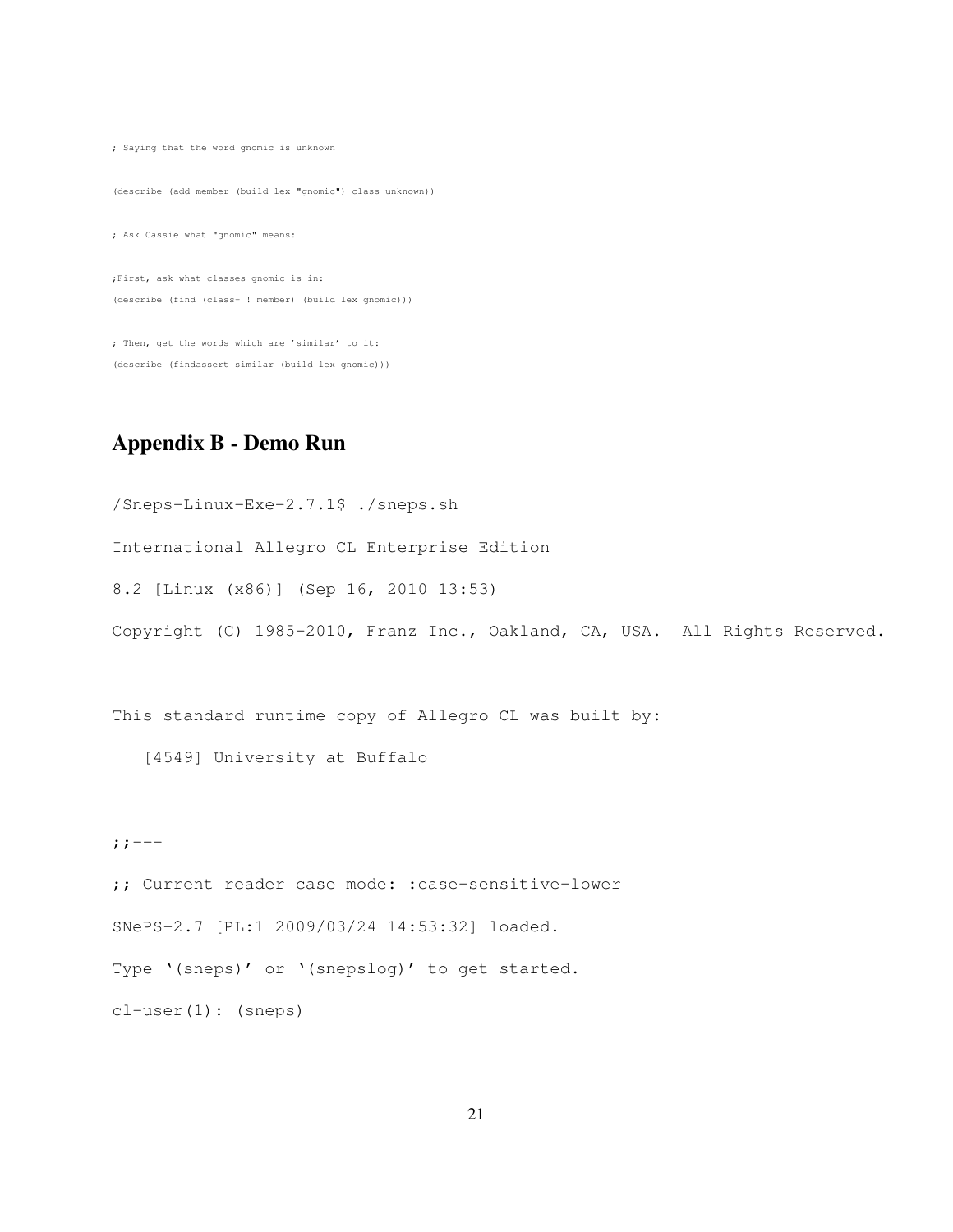```
; Saying that the word gnomic is unknown

(describe (add member (build lex "gnomic") class unknown))

; Ask Cassie what "gnomic" means:

;First, ask what classes gnomic is in:
(describe (find (class- ! member) (build lex gnomic)))

; Then, get the words which are 'similar' to it:
(describe (findassert similar (build lex gnomic)))
```

## Appendix B - Demo Run

```
/Sneps-Linux-Exe-2.7.1$ ./sneps.sh

International Allegro CL Enterprise Edition

8.2 [Linux (x86)] (Sep 16, 2010 13:53)

Copyright (C) 1985-2010, Franz Inc., Oakland, CA, USA.  All Rights Reserved.


This standard runtime copy of Allegro CL was built by:

   [4549] University at Buffalo


;;---

;; Current reader case mode: :case-sensitive-lower

SNePS-2.7 [PL:1 2009/03/24 14:53:32] loaded.

Type '(sneps)' or '(snepslog)' to get started.

cl-user(1): (sneps)
```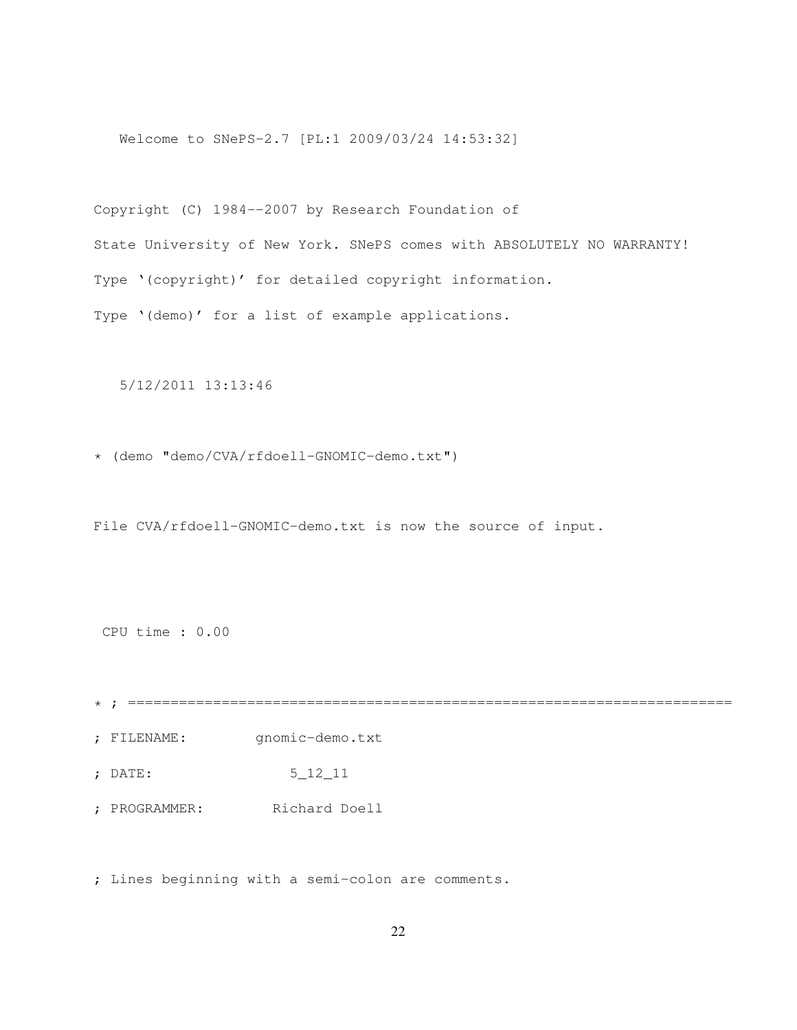```
   Welcome to SNePS-2.7 [PL:1 2009/03/24 14:53:32]

Copyright (C) 1984--2007 by Research Foundation of
State University of New York. SNePS comes with ABSOLUTELY NO WARRANTY!
Type '(copyright)' for detailed copyright information.
Type '(demo)' for a list of example applications.

   5/12/2011 13:13:46

* (demo "demo/CVA/rfdoell-GNOMIC-demo.txt")

File CVA/rfdoell-GNOMIC-demo.txt is now the source of input.

 CPU time : 0.00

* ; =======================================================================
; FILENAME:        gnomic-demo.txt
; DATE:                5_12_11
; PROGRAMMER:        Richard Doell

; Lines beginning with a semi-colon are comments.
```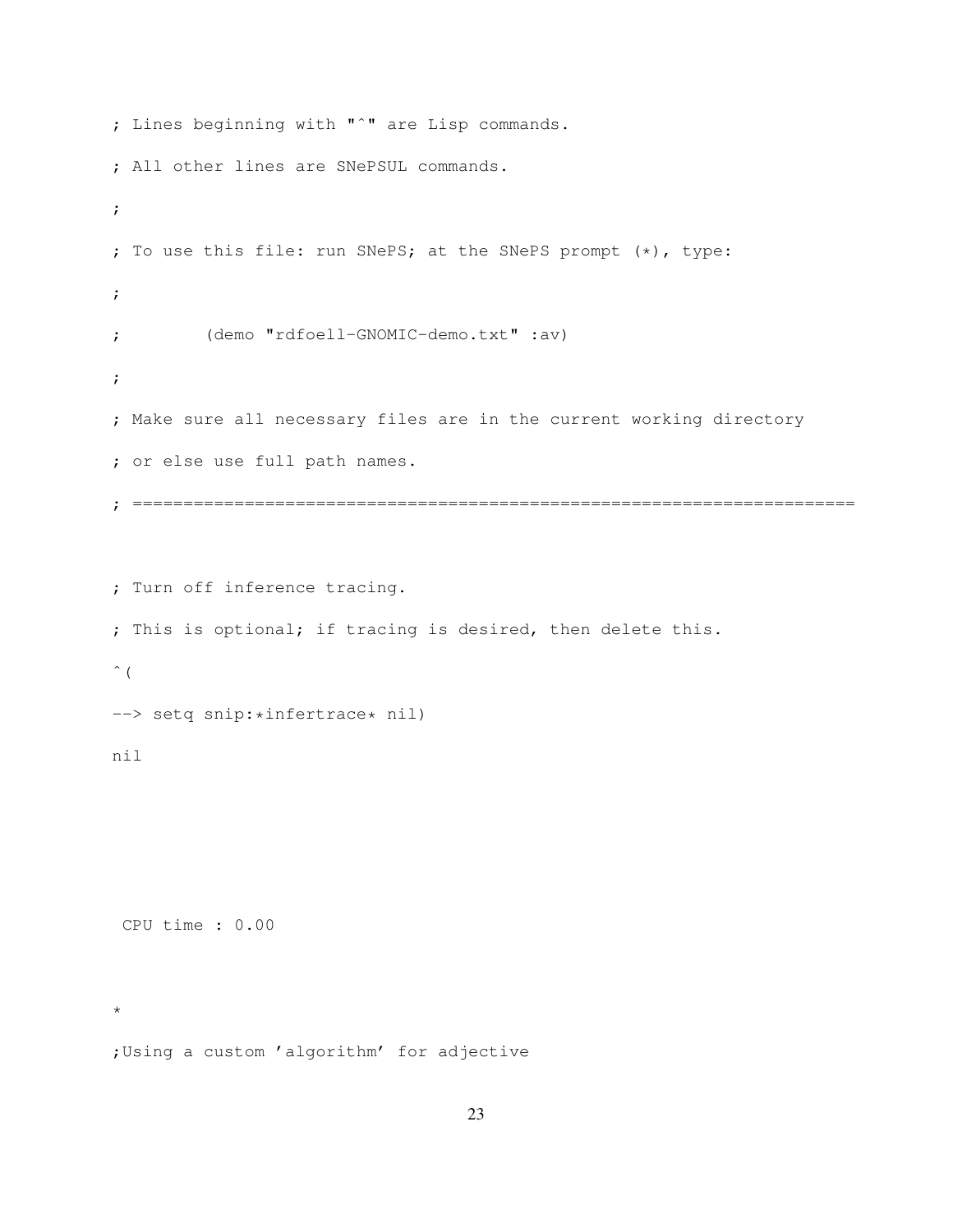```
; Lines beginning with "^" are Lisp commands.
; All other lines are SNePSUL commands.
;
; To use this file: run SNePS; at the SNePS prompt (*), type:
;
;        (demo "rdfoell-GNOMIC-demo.txt" :av)
;
; Make sure all necessary files are in the current working directory
; or else use full path names.
; =======================================================================

; Turn off inference tracing.
; This is optional; if tracing is desired, then delete this.
^(
--> setq snip:*infertrace* nil)
nil



 CPU time : 0.00


*
;Using a custom 'algorithm' for adjective
```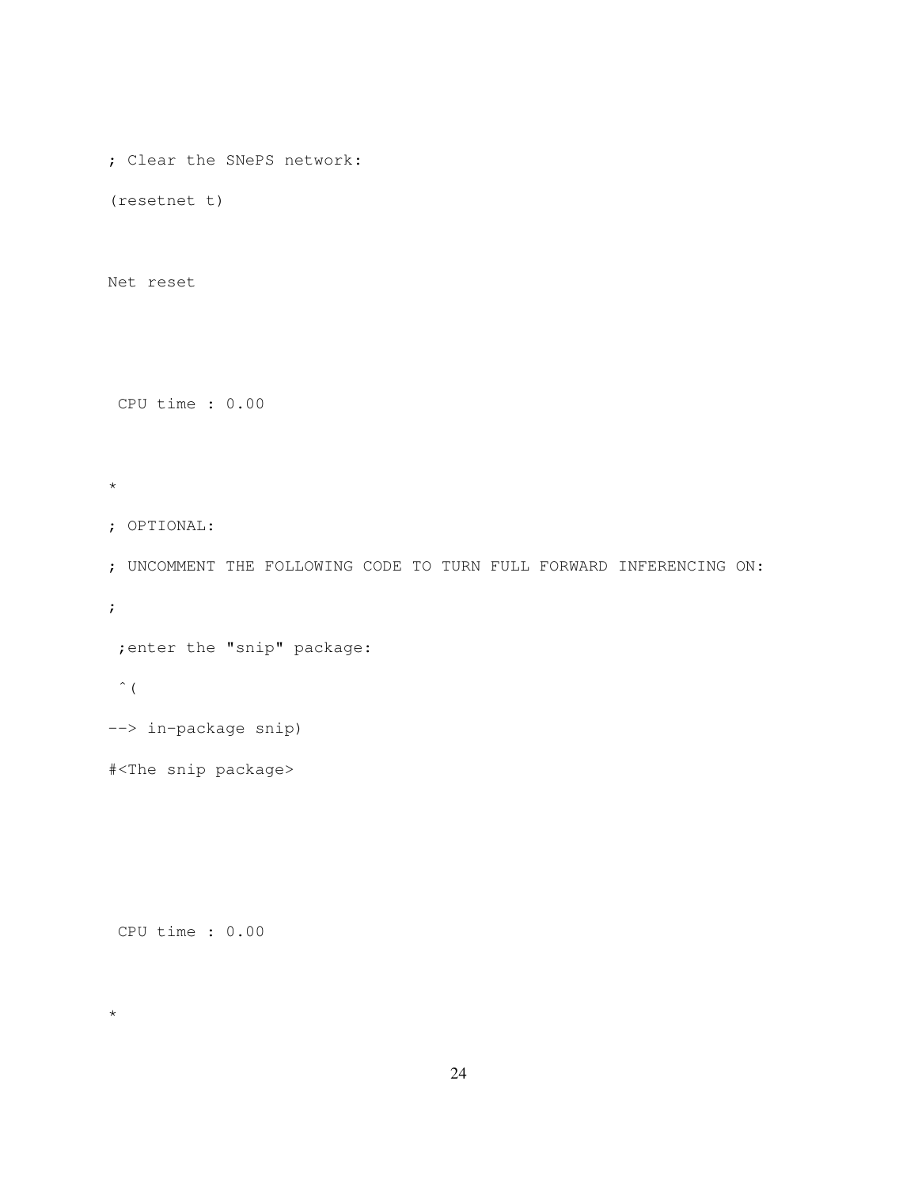```
; Clear the SNePS network:
(resetnet t)

Net reset

 CPU time : 0.00

*
; OPTIONAL:
; UNCOMMENT THE FOLLOWING CODE TO TURN FULL FORWARD INFERENCING ON:
;
 ;enter the "snip" package:
 ^(
--> in-package snip)
#<The snip package>

 CPU time : 0.00

*
```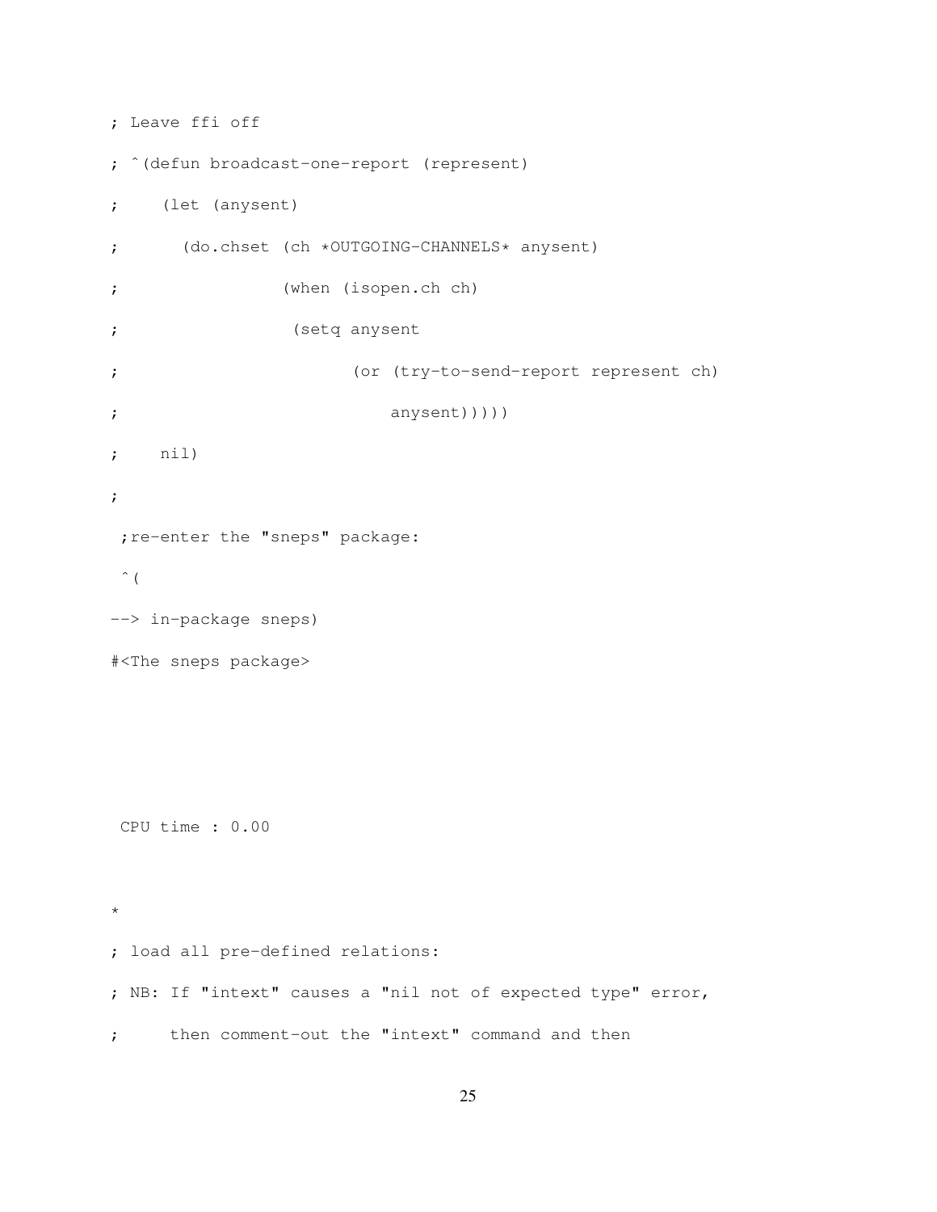```
; Leave ffi off

; ^(defun broadcast-one-report (represent)

;    (let (anysent)

;      (do.chset (ch *OUTGOING-CHANNELS* anysent)

;                 (when (isopen.ch ch)

;                  (setq anysent

;                        (or (try-to-send-report represent ch)

;                            anysent)))))

;    nil)

;

 ;re-enter the "sneps" package:

 ^(

--> in-package sneps)

#<The sneps package>




 CPU time : 0.00


*

; load all pre-defined relations:

; NB: If "intext" causes a "nil not of expected type" error,

;     then comment-out the "intext" command and then
```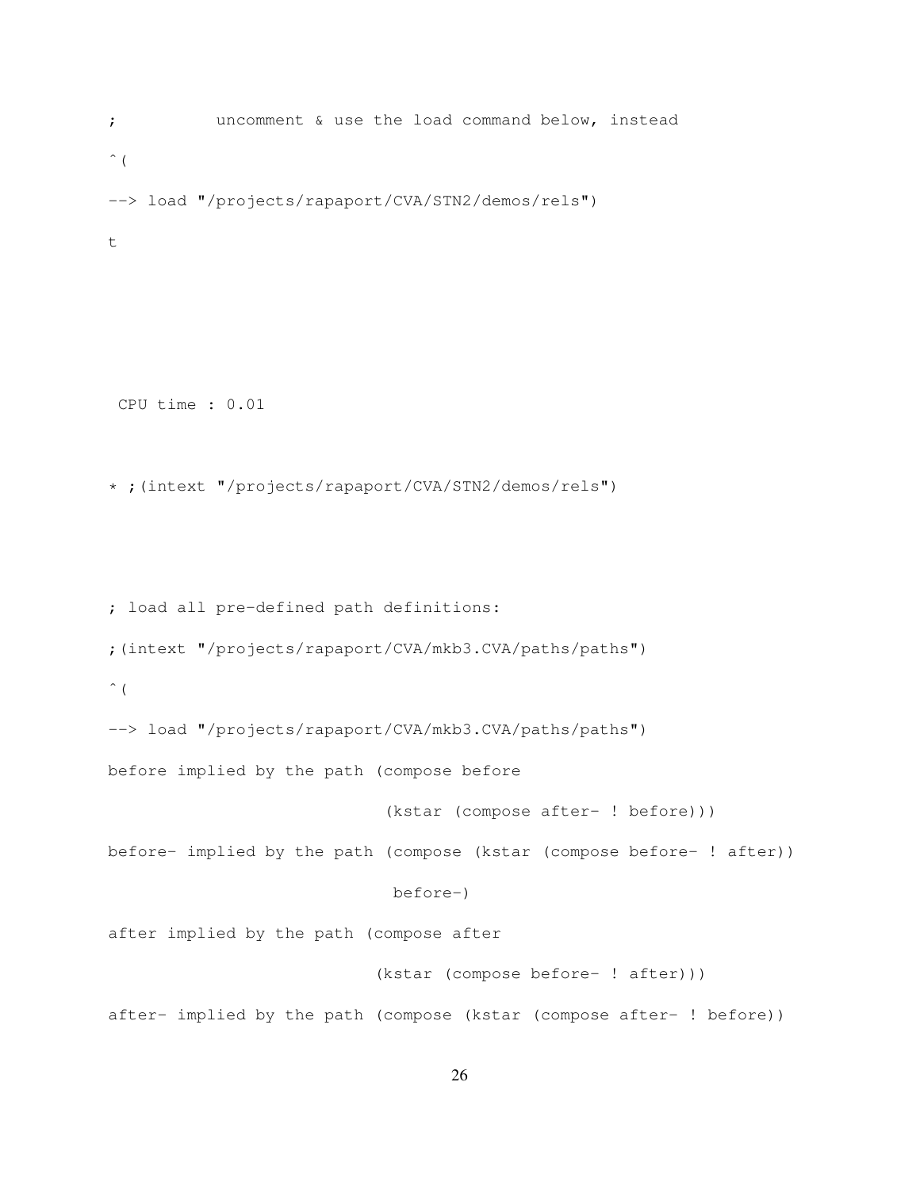```
;           uncomment & use the load command below, instead

^(

--> load "/projects/rapaport/CVA/STN2/demos/rels")

t




 CPU time : 0.01


* ;(intext "/projects/rapaport/CVA/STN2/demos/rels")



; load all pre-defined path definitions:

;(intext "/projects/rapaport/CVA/mkb3.CVA/paths/paths")

^(

--> load "/projects/rapaport/CVA/mkb3.CVA/paths/paths")

before implied by the path (compose before

                            (kstar (compose after- ! before)))

before- implied by the path (compose (kstar (compose before- ! after))

                             before-)

after implied by the path (compose after

                           (kstar (compose before- ! after)))

after- implied by the path (compose (kstar (compose after- ! before))
```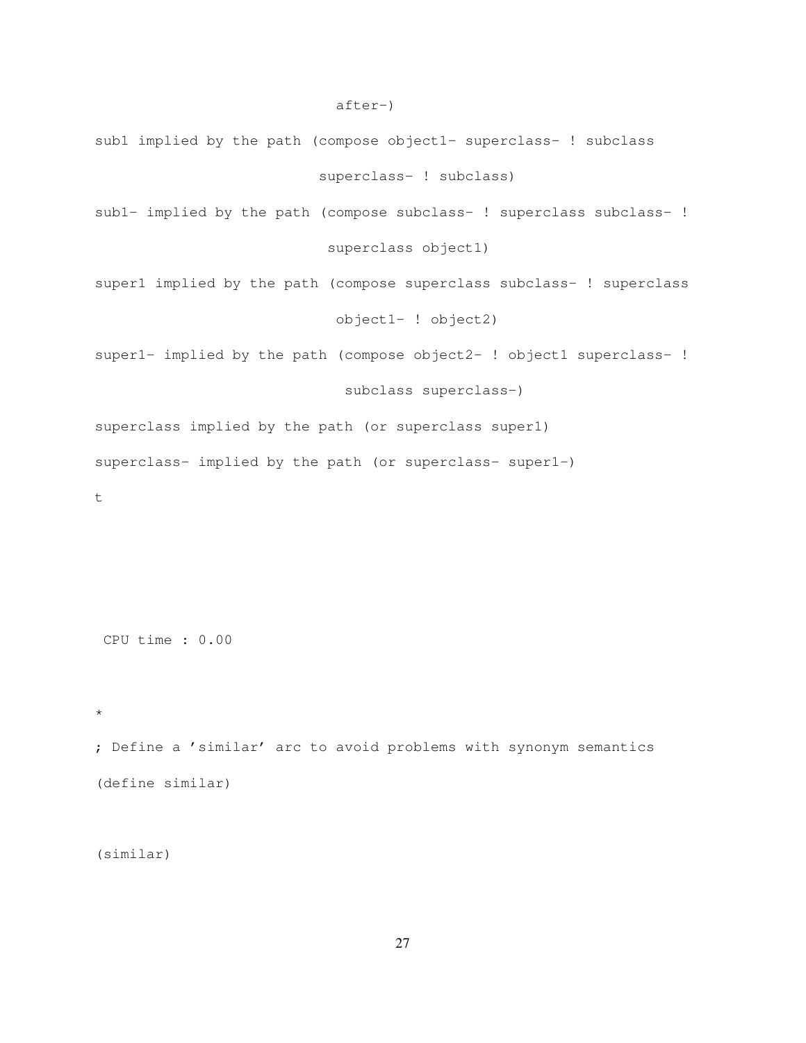```
                                after-)
sub1 implied by the path (compose object1- superclass- ! subclass
                              superclass- ! subclass)
sub1- implied by the path (compose subclass- ! superclass subclass- !
                               superclass object1)
super1 implied by the path (compose superclass subclass- ! superclass
                                object1- ! object2)
super1- implied by the path (compose object2- ! object1 superclass- !
                                 subclass superclass-)
superclass implied by the path (or superclass super1)
superclass- implied by the path (or superclass- super1-)
t



 CPU time : 0.00


*
; Define a 'similar' arc to avoid problems with synonym semantics
(define similar)


(similar)
```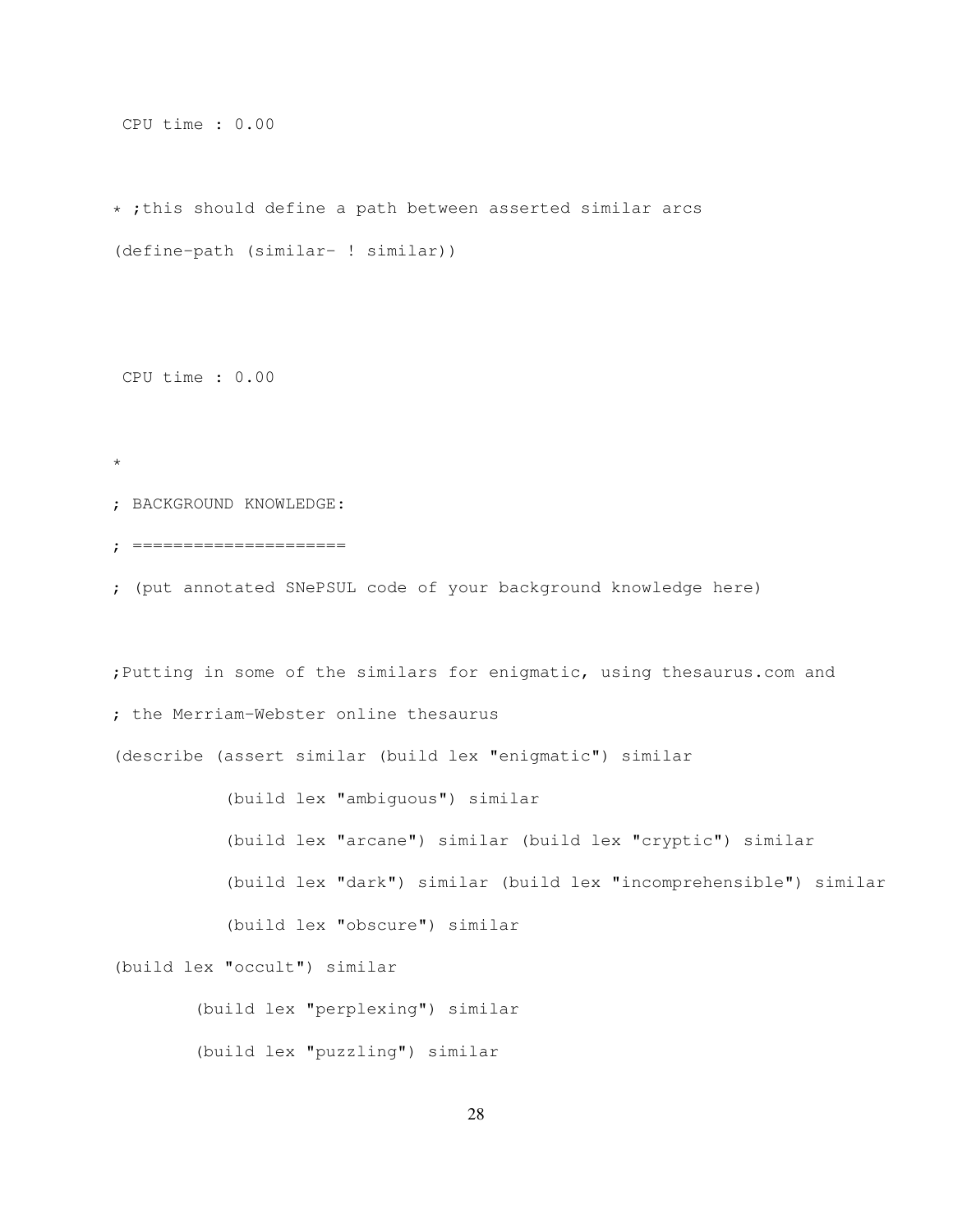```
 CPU time : 0.00


* ;this should define a path between asserted similar arcs
(define-path (similar- ! similar))



 CPU time : 0.00


*
; BACKGROUND KNOWLEDGE:
; =====================
; (put annotated SNePSUL code of your background knowledge here)


;Putting in some of the similars for enigmatic, using thesaurus.com and
; the Merriam-Webster online thesaurus
(describe (assert similar (build lex "enigmatic") similar
           (build lex "ambiguous") similar
           (build lex "arcane") similar (build lex "cryptic") similar
           (build lex "dark") similar (build lex "incomprehensible") similar
           (build lex "obscure") similar
(build lex "occult") similar
        (build lex "perplexing") similar
        (build lex "puzzling") similar
```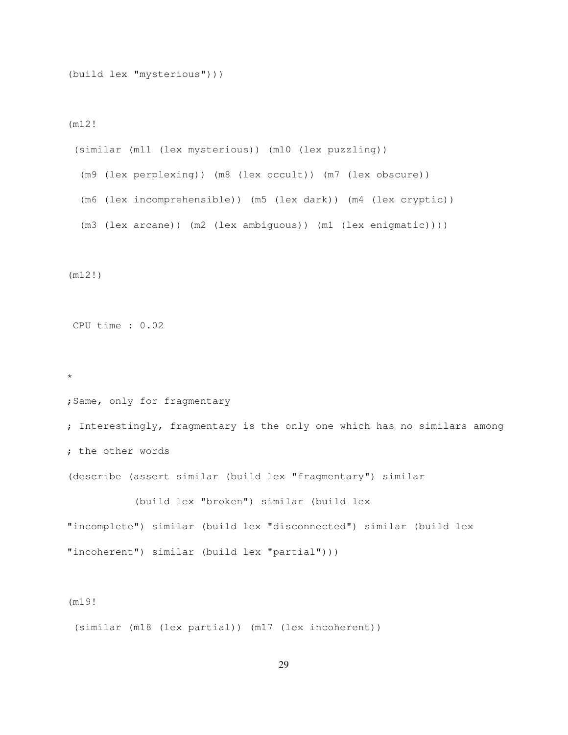```
(build lex "mysterious")))

(m12!

 (similar (m11 (lex mysterious)) (m10 (lex puzzling))

  (m9 (lex perplexing)) (m8 (lex occult)) (m7 (lex obscure))

  (m6 (lex incomprehensible)) (m5 (lex dark)) (m4 (lex cryptic))

  (m3 (lex arcane)) (m2 (lex ambiguous)) (m1 (lex enigmatic))))

(m12!)

 CPU time : 0.02

*

;Same, only for fragmentary

; Interestingly, fragmentary is the only one which has no similars among

; the other words

(describe (assert similar (build lex "fragmentary") similar

           (build lex "broken") similar (build lex

"incomplete") similar (build lex "disconnected") similar (build lex

"incoherent") similar (build lex "partial")))

(m19!

 (similar (m18 (lex partial)) (m17 (lex incoherent))
```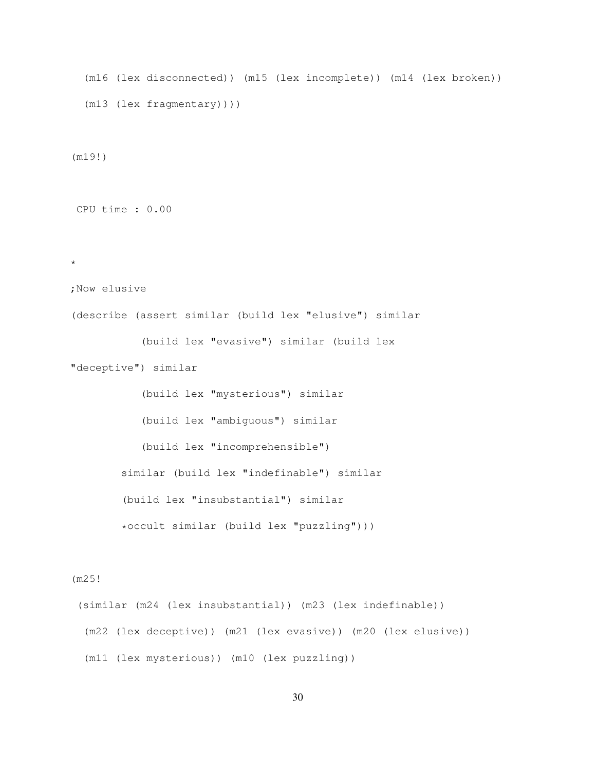```
  (m16 (lex disconnected)) (m15 (lex incomplete)) (m14 (lex broken))
  (m13 (lex fragmentary))))

(m19!)

 CPU time : 0.00

*

;Now elusive
(describe (assert similar (build lex "elusive") similar
           (build lex "evasive") similar (build lex
"deceptive") similar
           (build lex "mysterious") similar
           (build lex "ambiguous") similar
           (build lex "incomprehensible")
        similar (build lex "indefinable") similar
        (build lex "insubstantial") similar
        *occult similar (build lex "puzzling")))

(m25!
 (similar (m24 (lex insubstantial)) (m23 (lex indefinable))
  (m22 (lex deceptive)) (m21 (lex evasive)) (m20 (lex elusive))
  (m11 (lex mysterious)) (m10 (lex puzzling))
```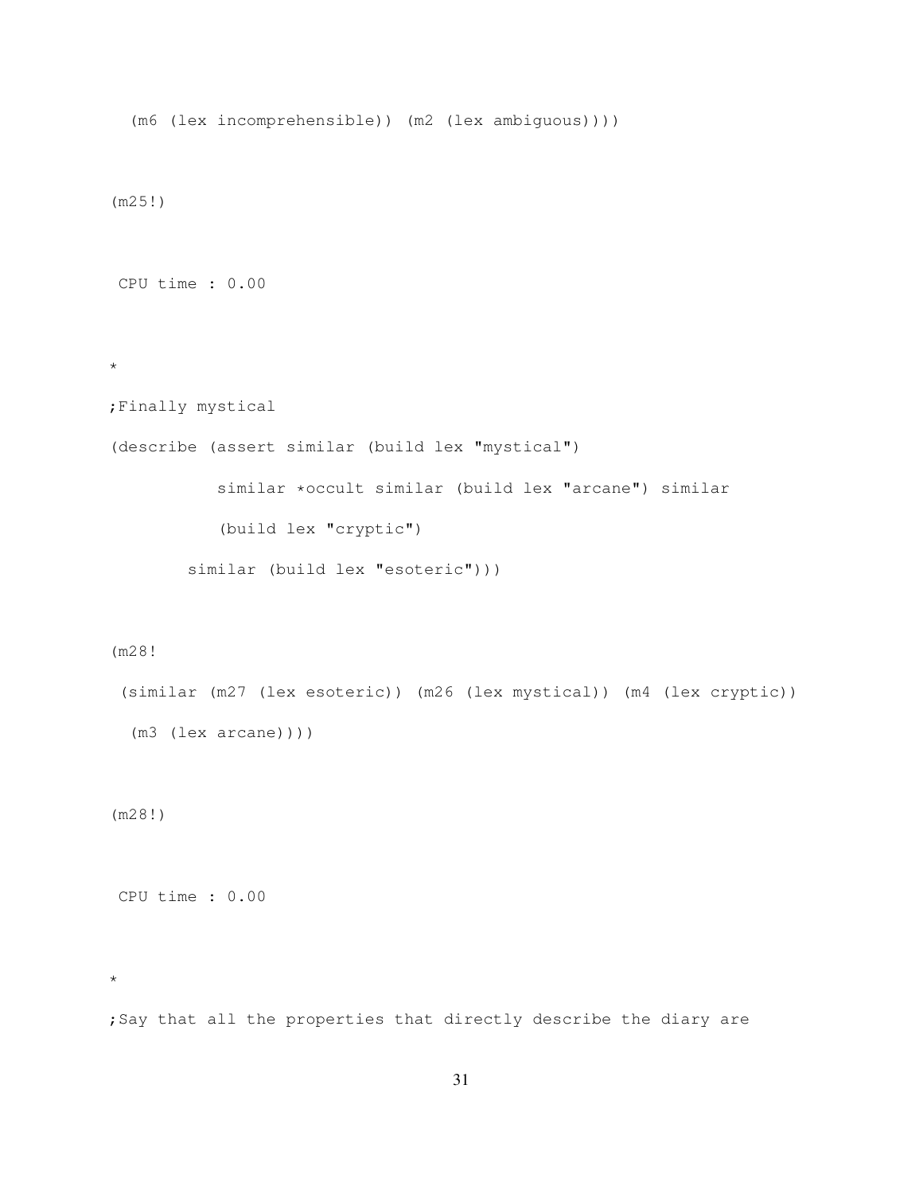```
  (m6 (lex incomprehensible)) (m2 (lex ambiguous))))

(m25!)

 CPU time : 0.00

*

;Finally mystical

(describe (assert similar (build lex "mystical")

           similar *occult similar (build lex "arcane") similar

           (build lex "cryptic")

        similar (build lex "esoteric")))

(m28!

 (similar (m27 (lex esoteric)) (m26 (lex mystical)) (m4 (lex cryptic))

  (m3 (lex arcane))))

(m28!)

 CPU time : 0.00

*

;Say that all the properties that directly describe the diary are
```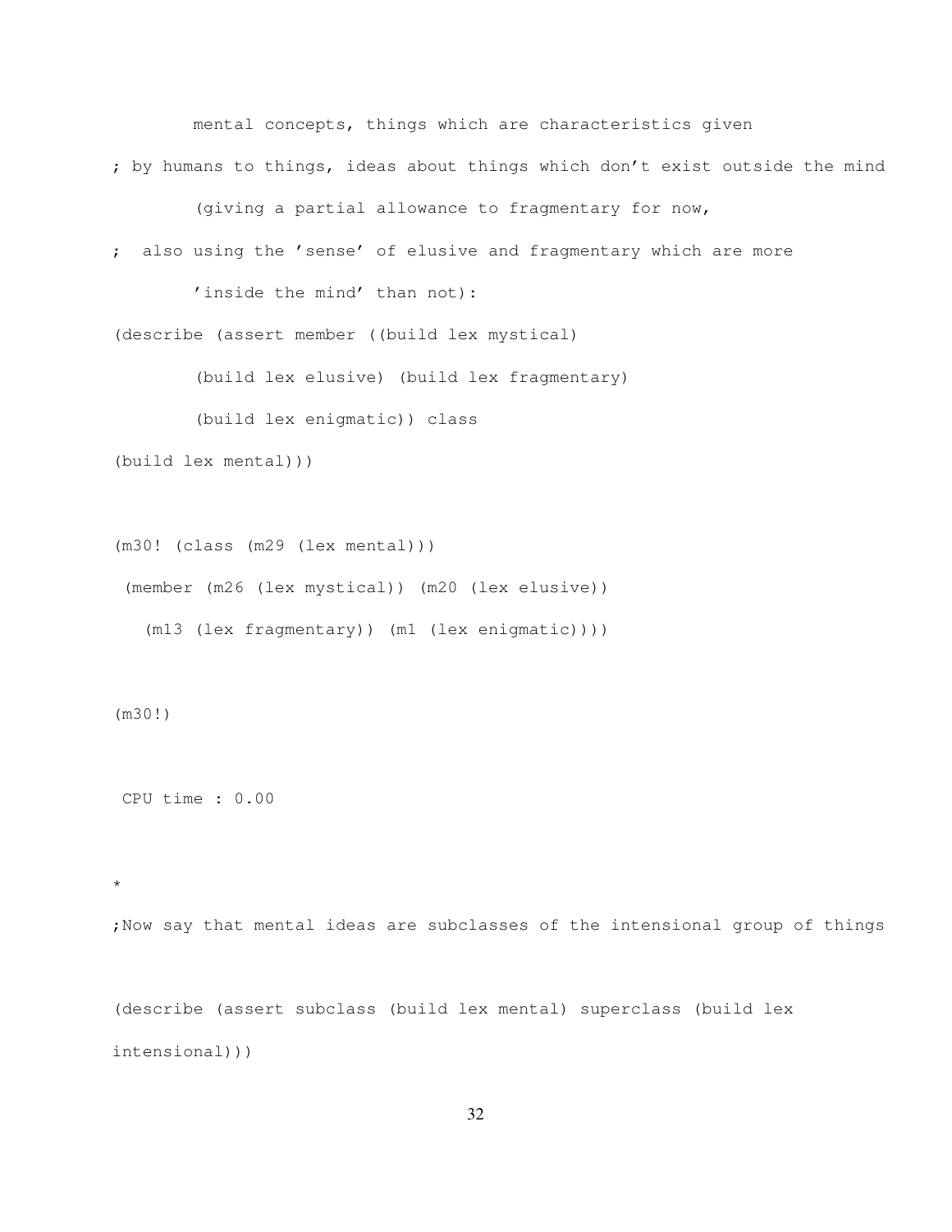```
        mental concepts, things which are characteristics given
; by humans to things, ideas about things which don't exist outside the mind
        (giving a partial allowance to fragmentary for now,
;  also using the 'sense' of elusive and fragmentary which are more
        'inside the mind' than not):
(describe (assert member ((build lex mystical)
        (build lex elusive) (build lex fragmentary)
        (build lex enigmatic)) class
(build lex mental)))

(m30! (class (m29 (lex mental)))
 (member (m26 (lex mystical)) (m20 (lex elusive))
   (m13 (lex fragmentary)) (m1 (lex enigmatic))))

(m30!)

 CPU time : 0.00

*

;Now say that mental ideas are subclasses of the intensional group of things

(describe (assert subclass (build lex mental) superclass (build lex
intensional)))
```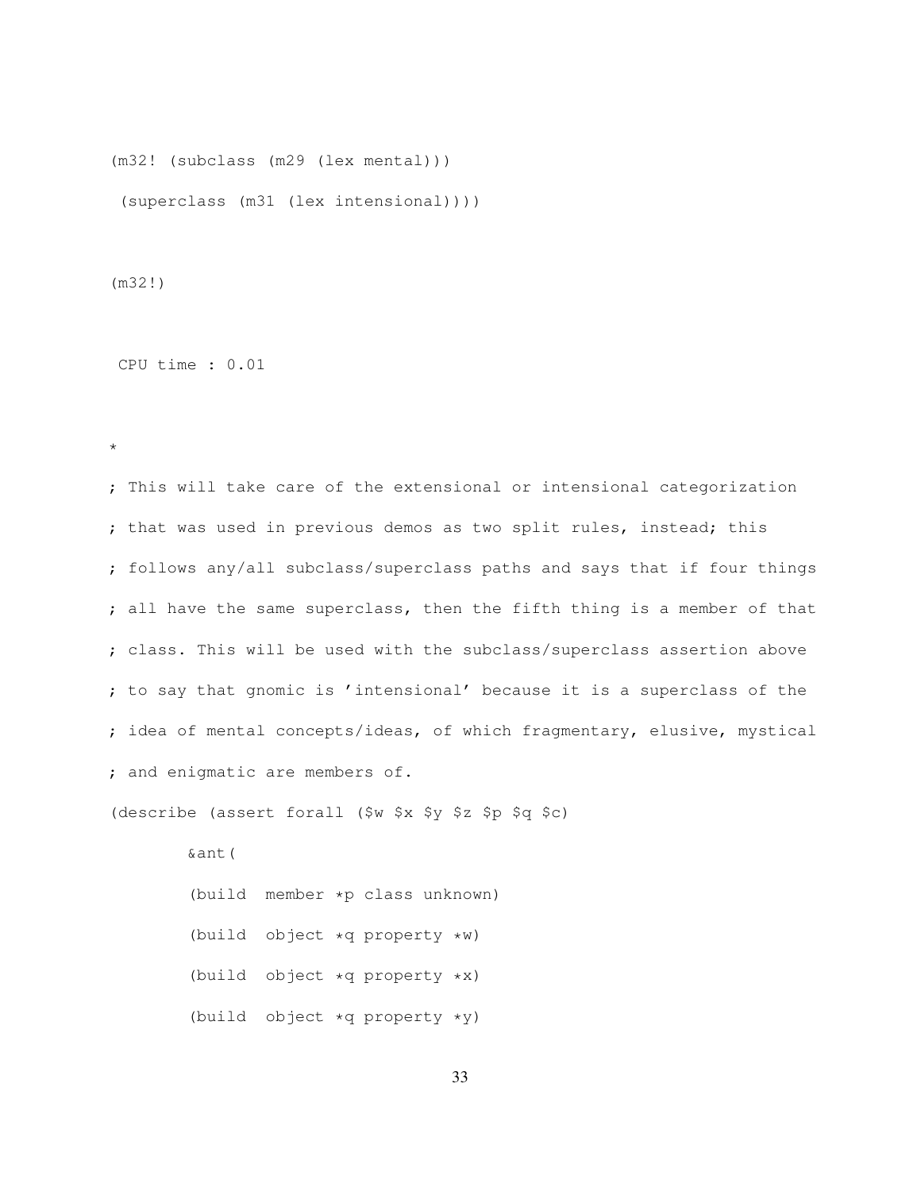```
(m32! (subclass (m29 (lex mental)))
 (superclass (m31 (lex intensional))))

(m32!)

 CPU time : 0.01

*

; This will take care of the extensional or intensional categorization
; that was used in previous demos as two split rules, instead; this
; follows any/all subclass/superclass paths and says that if four things
; all have the same superclass, then the fifth thing is a member of that
; class. This will be used with the subclass/superclass assertion above
; to say that gnomic is 'intensional' because it is a superclass of the
; idea of mental concepts/ideas, of which fragmentary, elusive, mystical
; and enigmatic are members of.

(describe (assert forall ($w $x $y $z $p $q $c)

        &ant(

        (build  member *p class unknown)

        (build  object *q property *w)

        (build  object *q property *x)

        (build  object *q property *y)
```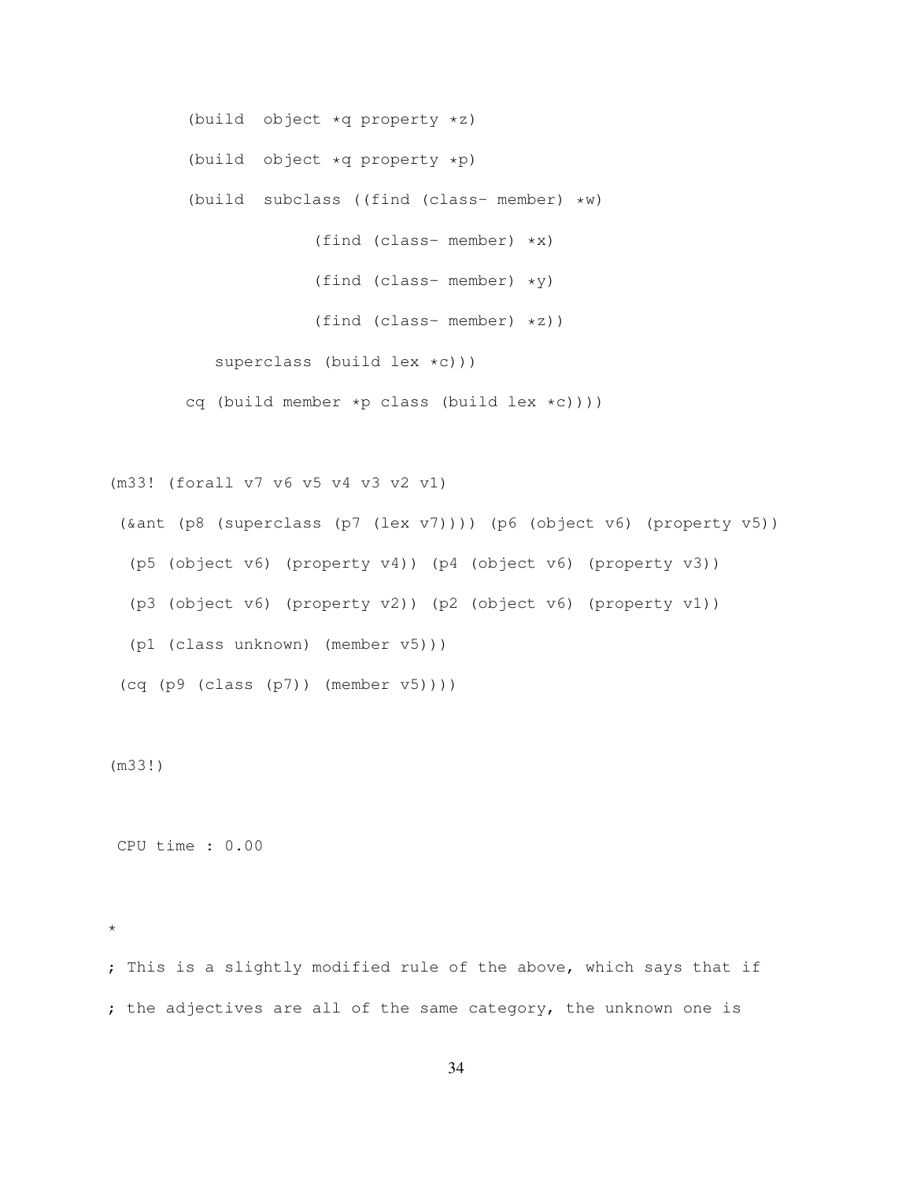```
        (build  object *q property *z)

        (build  object *q property *p)

        (build  subclass ((find (class- member) *w)

                      (find (class- member) *x)

                      (find (class- member) *y)

                      (find (class- member) *z))

           superclass (build lex *c)))

        cq (build member *p class (build lex *c))))


(m33! (forall v7 v6 v5 v4 v3 v2 v1)

 (&ant (p8 (superclass (p7 (lex v7)))) (p6 (object v6) (property v5))

  (p5 (object v6) (property v4)) (p4 (object v6) (property v3))

  (p3 (object v6) (property v2)) (p2 (object v6) (property v1))

  (p1 (class unknown) (member v5)))

 (cq (p9 (class (p7)) (member v5))))


(m33!)


 CPU time : 0.00


*

; This is a slightly modified rule of the above, which says that if

; the adjectives are all of the same category, the unknown one is
```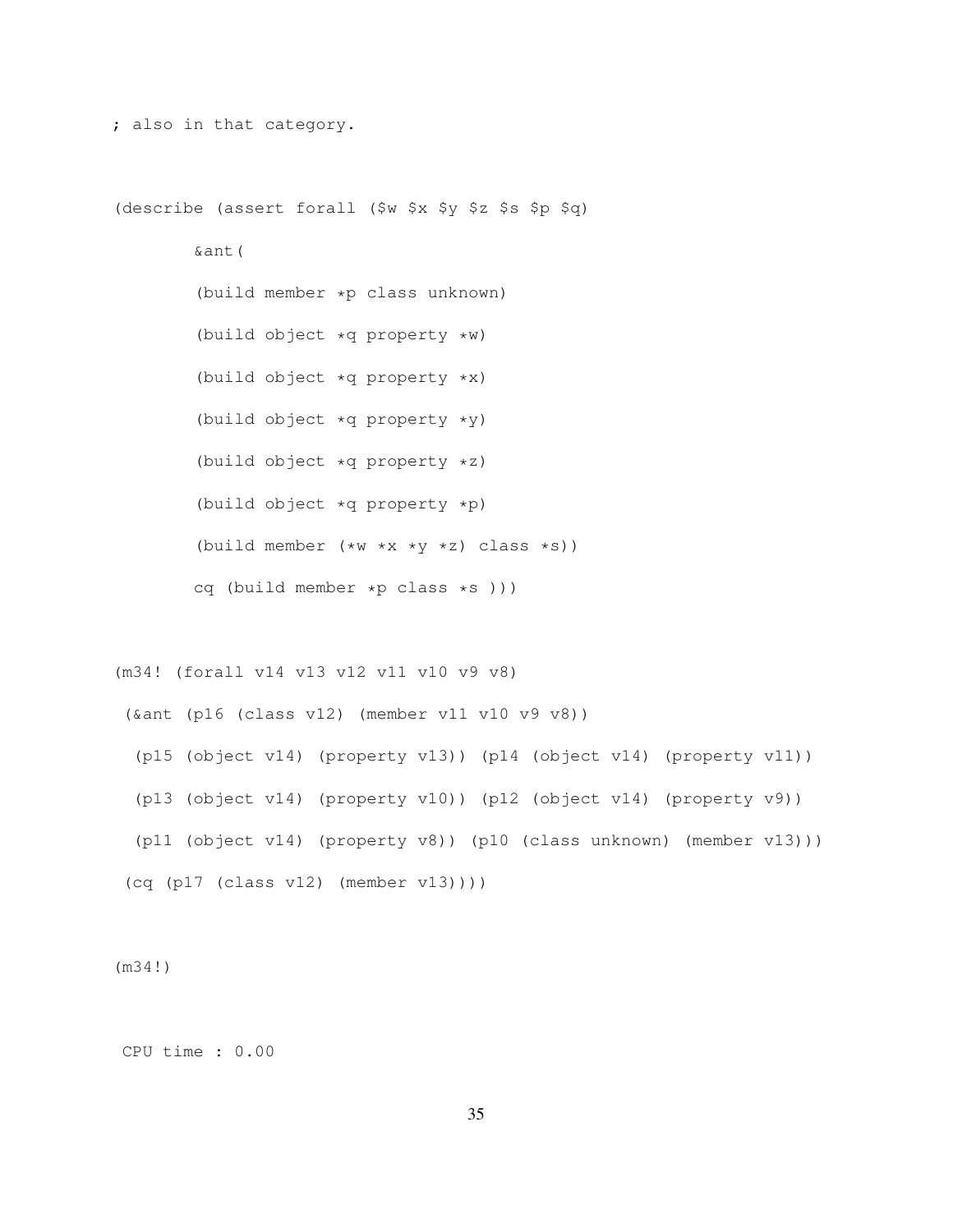```
; also in that category.

(describe (assert forall ($w $x $y $z $s $p $q)

        &ant(

        (build member *p class unknown)

        (build object *q property *w)

        (build object *q property *x)

        (build object *q property *y)

        (build object *q property *z)

        (build object *q property *p)

        (build member (*w *x *y *z) class *s))

        cq (build member *p class *s )))

(m34! (forall v14 v13 v12 v11 v10 v9 v8)

 (&ant (p16 (class v12) (member v11 v10 v9 v8))

  (p15 (object v14) (property v13)) (p14 (object v14) (property v11))

  (p13 (object v14) (property v10)) (p12 (object v14) (property v9))

  (p11 (object v14) (property v8)) (p10 (class unknown) (member v13)))

 (cq (p17 (class v12) (member v13))))

(m34!)

 CPU time : 0.00
```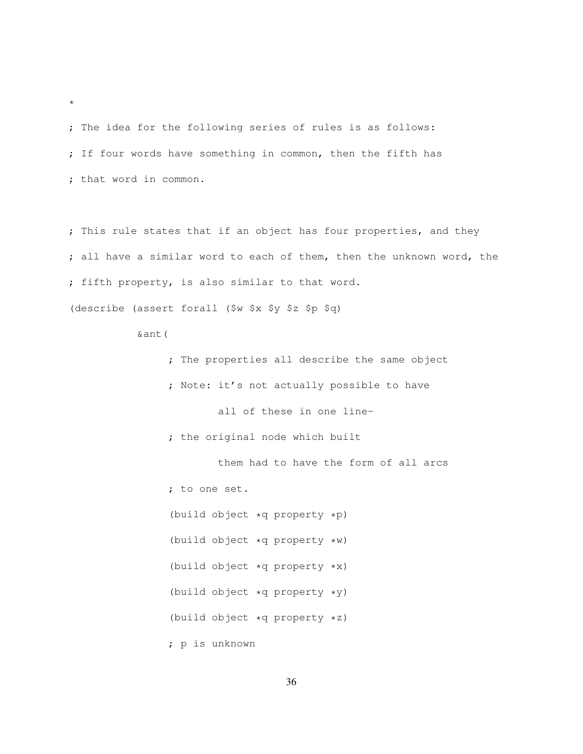```
*

; The idea for the following series of rules is as follows:
; If four words have something in common, then the fifth has
; that word in common.

; This rule states that if an object has four properties, and they
; all have a similar word to each of them, then the unknown word, the
; fifth property, is also similar to that word.
(describe (assert forall ($w $x $y $z $p $q)
          &ant(
               ; The properties all describe the same object
               ; Note: it's not actually possible to have
                       all of these in one line-
               ; the original node which built
                       them had to have the form of all arcs
               ; to one set.
               (build object *q property *p)
               (build object *q property *w)
               (build object *q property *x)
               (build object *q property *y)
               (build object *q property *z)
               ; p is unknown
```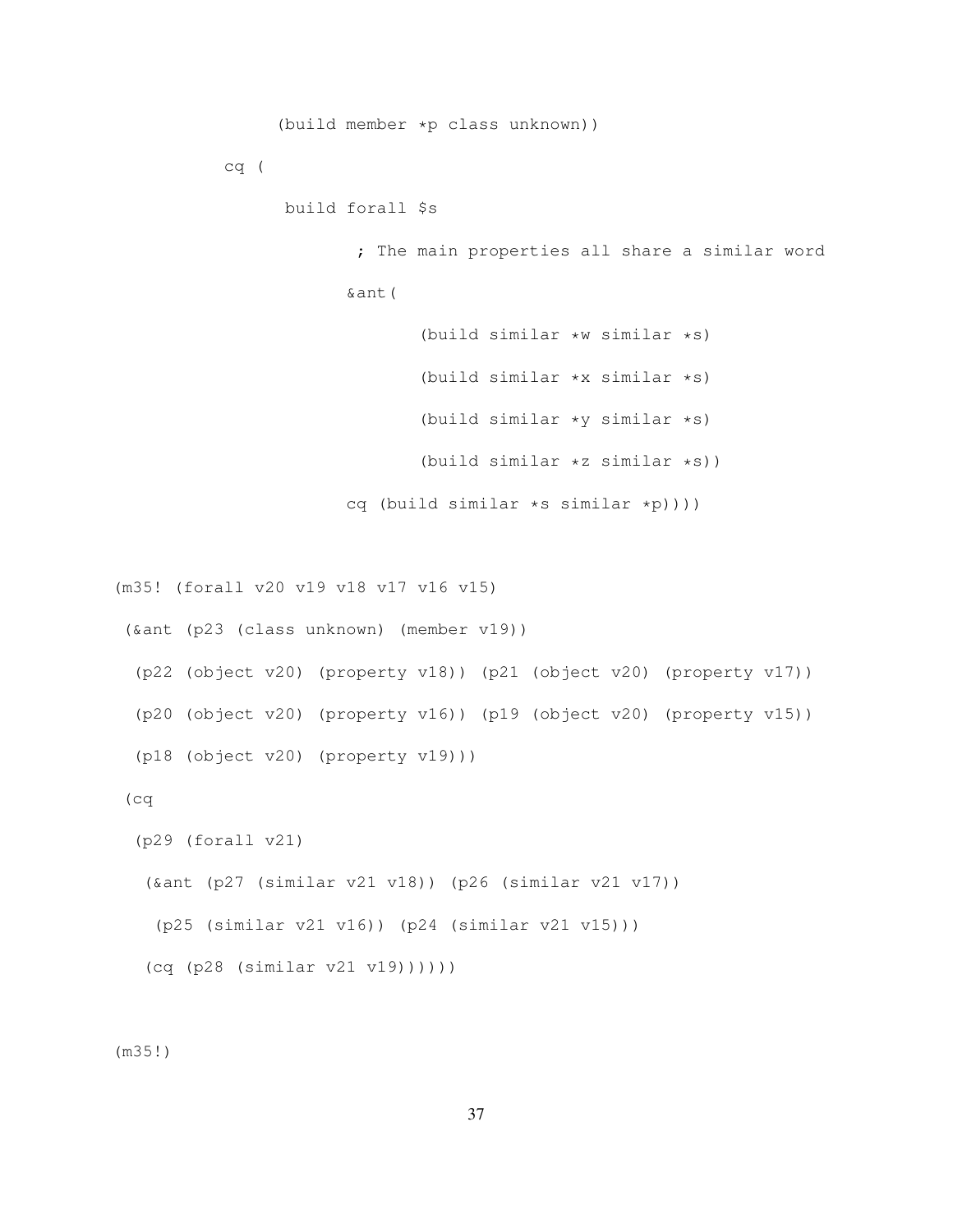```
            (build member *p class unknown))

        cq (

              build forall $s

                    ; The main properties all share a similar word

                    &ant(

                          (build similar *w similar *s)

                          (build similar *x similar *s)

                          (build similar *y similar *s)

                          (build similar *z similar *s))

                    cq (build similar *s similar *p))))
```

```
(m35! (forall v20 v19 v18 v17 v16 v15)
 (&ant (p23 (class unknown) (member v19))
  (p22 (object v20) (property v18)) (p21 (object v20) (property v17))
  (p20 (object v20) (property v16)) (p19 (object v20) (property v15))
  (p18 (object v20) (property v19)))
 (cq
  (p29 (forall v21)
   (&ant (p27 (similar v21 v18)) (p26 (similar v21 v17))
    (p25 (similar v21 v16)) (p24 (similar v21 v15)))
   (cq (p28 (similar v21 v19))))))
```

```
(m35!)
```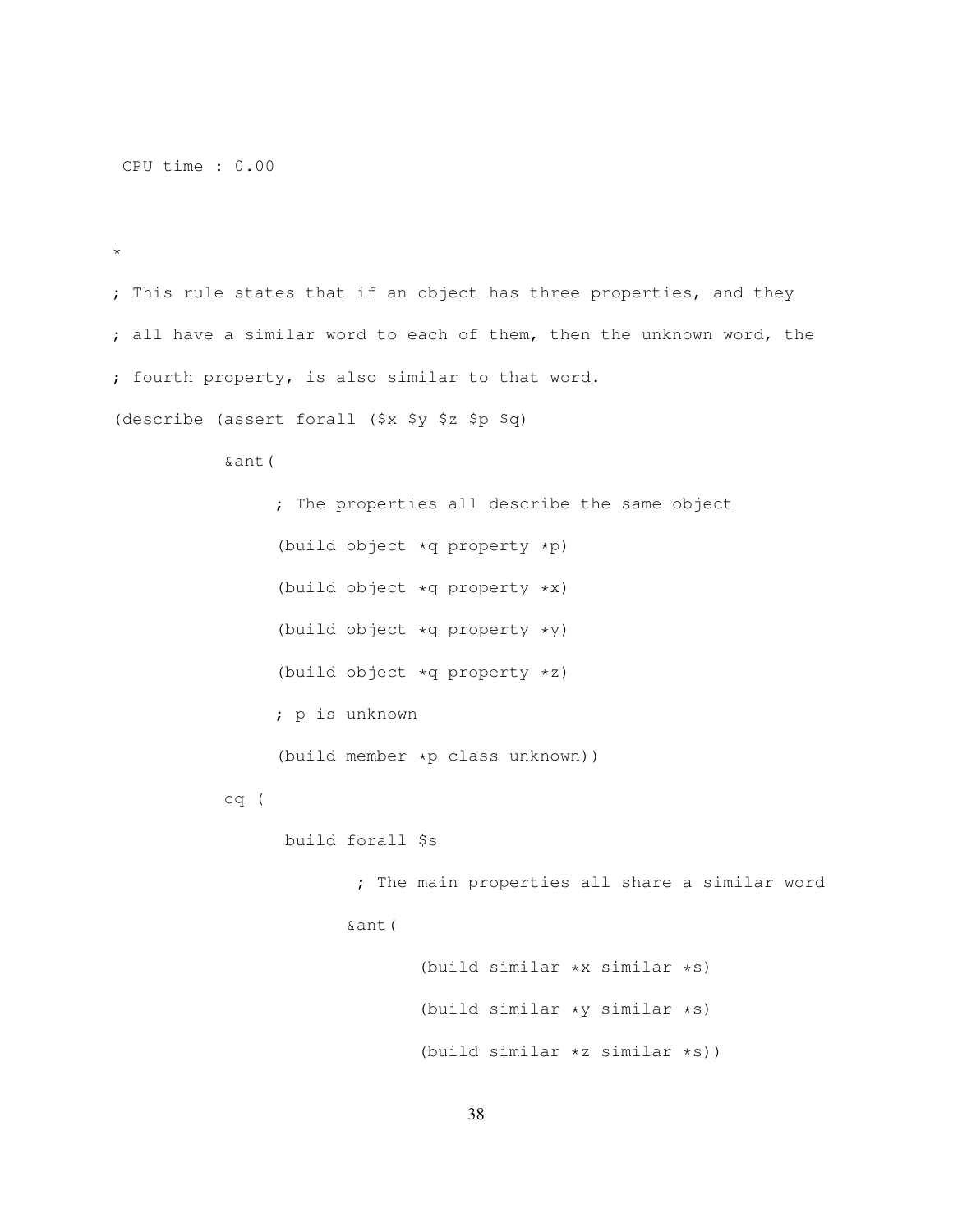```
 CPU time : 0.00


*

; This rule states that if an object has three properties, and they
; all have a similar word to each of them, then the unknown word, the
; fourth property, is also similar to that word.
(describe (assert forall ($x $y $z $p $q)
          &ant(
               ; The properties all describe the same object
               (build object *q property *p)
               (build object *q property *x)
               (build object *q property *y)
               (build object *q property *z)
               ; p is unknown
               (build member *p class unknown))
          cq (
                build forall $s
                      ; The main properties all share a similar word
                      &ant(
                            (build similar *x similar *s)
                            (build similar *y similar *s)
                            (build similar *z similar *s))
```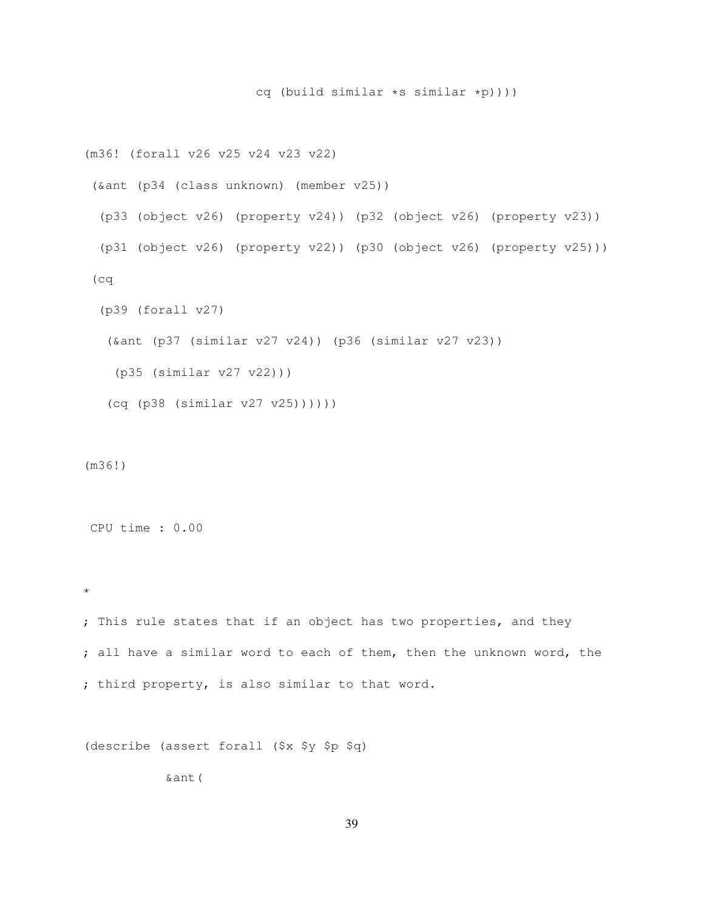```
                    cq (build similar *s similar *p))))

(m36! (forall v26 v25 v24 v23 v22)
 (&ant (p34 (class unknown) (member v25))
  (p33 (object v26) (property v24)) (p32 (object v26) (property v23))
  (p31 (object v26) (property v22)) (p30 (object v26) (property v25)))
 (cq
  (p39 (forall v27)
   (&ant (p37 (similar v27 v24)) (p36 (similar v27 v23))
    (p35 (similar v27 v22)))
   (cq (p38 (similar v27 v25))))))

(m36!)

 CPU time : 0.00

*
; This rule states that if an object has two properties, and they
; all have a similar word to each of them, then the unknown word, the
; third property, is also similar to that word.

(describe (assert forall ($x $y $p $q)
          &ant(
```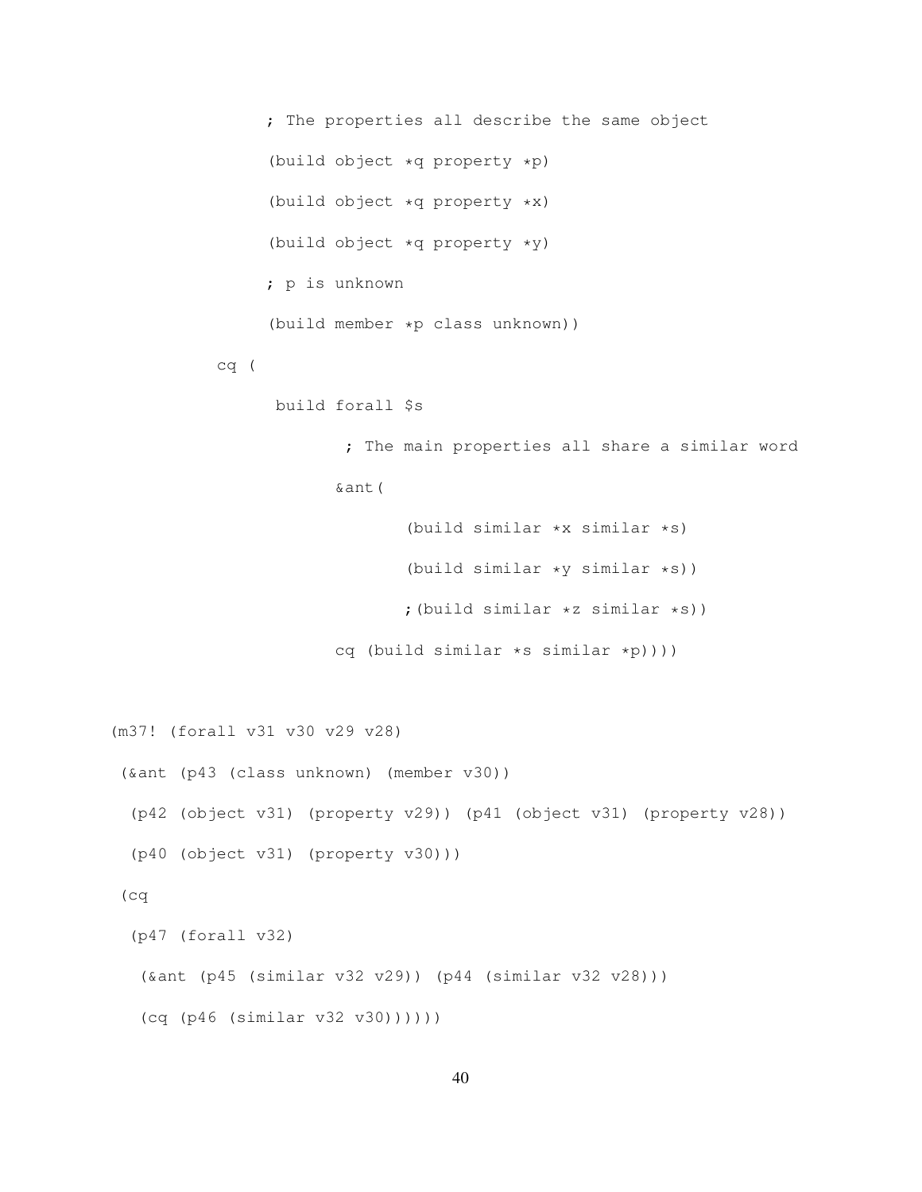```
            ; The properties all describe the same object
            (build object *q property *p)
            (build object *q property *x)
            (build object *q property *y)
            ; p is unknown
            (build member *p class unknown))
        cq (
             build forall $s
                   ; The main properties all share a similar word
                  &ant(
                        (build similar *x similar *s)
                        (build similar *y similar *s))
                        ;(build similar *z similar *s))
                  cq (build similar *s similar *p))))
```

```
(m37! (forall v31 v30 v29 v28)
 (&ant (p43 (class unknown) (member v30))
  (p42 (object v31) (property v29)) (p41 (object v31) (property v28))
  (p40 (object v31) (property v30)))
 (cq
  (p47 (forall v32)
   (&ant (p45 (similar v32 v29)) (p44 (similar v32 v28)))
   (cq (p46 (similar v32 v30))))))
```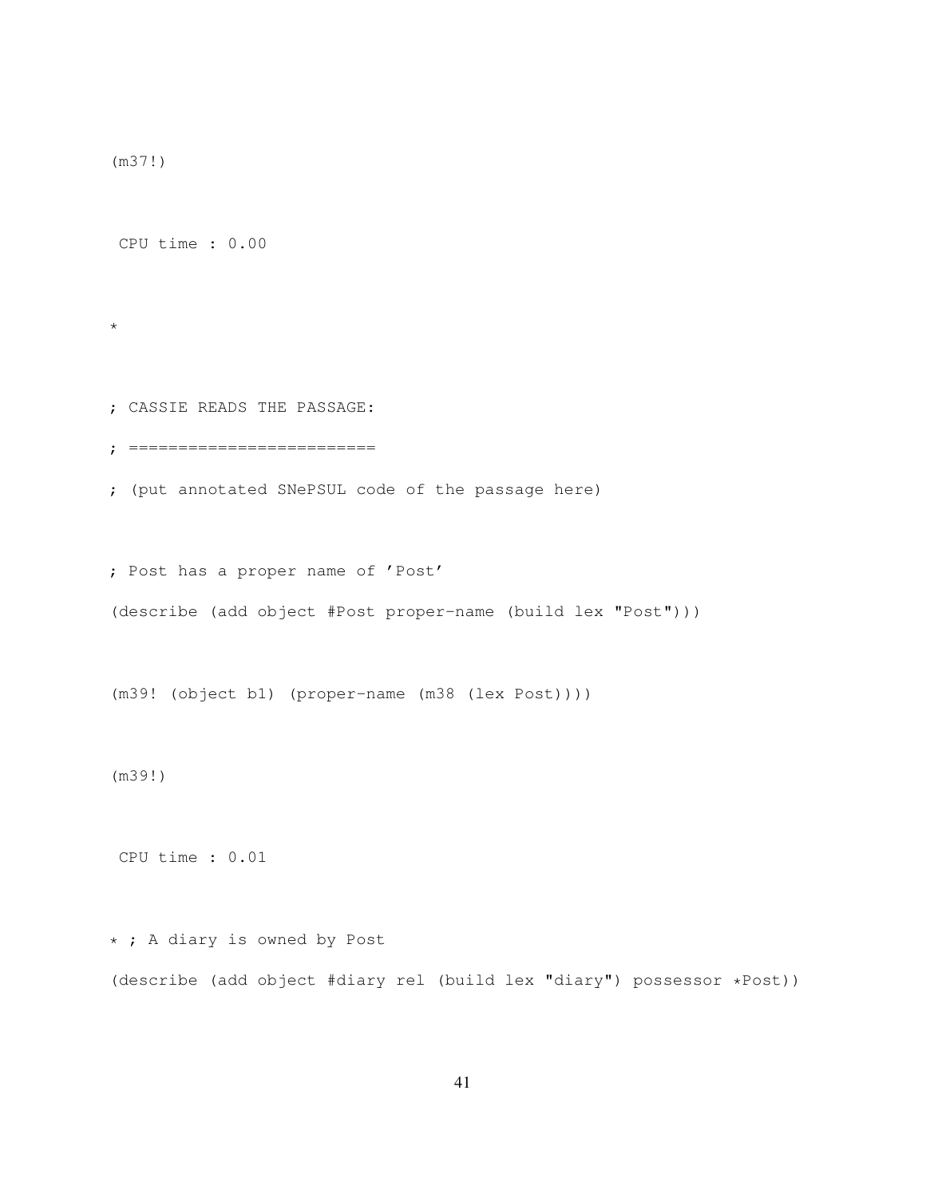```
(m37!)

 CPU time : 0.00

*

; CASSIE READS THE PASSAGE:
; =========================
; (put annotated SNePSUL code of the passage here)

; Post has a proper name of 'Post'
(describe (add object #Post proper-name (build lex "Post")))

(m39! (object b1) (proper-name (m38 (lex Post))))

(m39!)

 CPU time : 0.01

* ; A diary is owned by Post
(describe (add object #diary rel (build lex "diary") possessor *Post))
```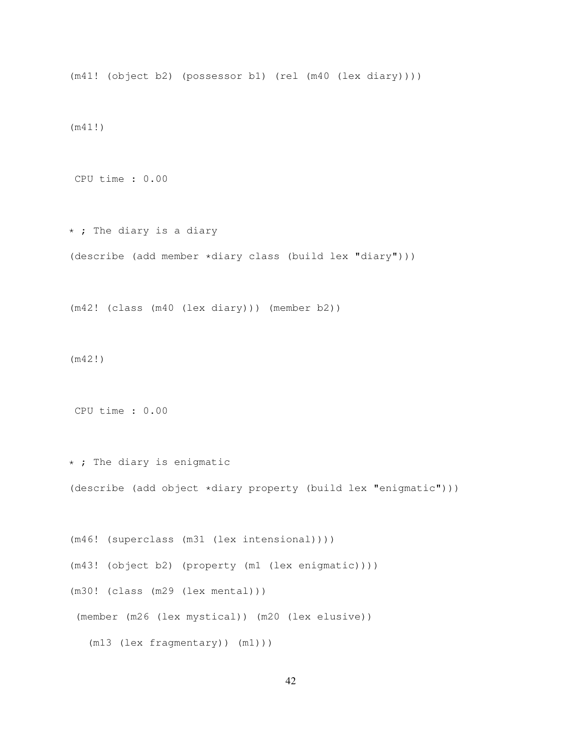```
(m41! (object b2) (possessor b1) (rel (m40 (lex diary))))

(m41!)

 CPU time : 0.00

* ; The diary is a diary
(describe (add member *diary class (build lex "diary")))

(m42! (class (m40 (lex diary))) (member b2))

(m42!)

 CPU time : 0.00

* ; The diary is enigmatic
(describe (add object *diary property (build lex "enigmatic")))

(m46! (superclass (m31 (lex intensional))))
(m43! (object b2) (property (m1 (lex enigmatic))))
(m30! (class (m29 (lex mental)))
 (member (m26 (lex mystical)) (m20 (lex elusive))
   (m13 (lex fragmentary)) (m1)))
```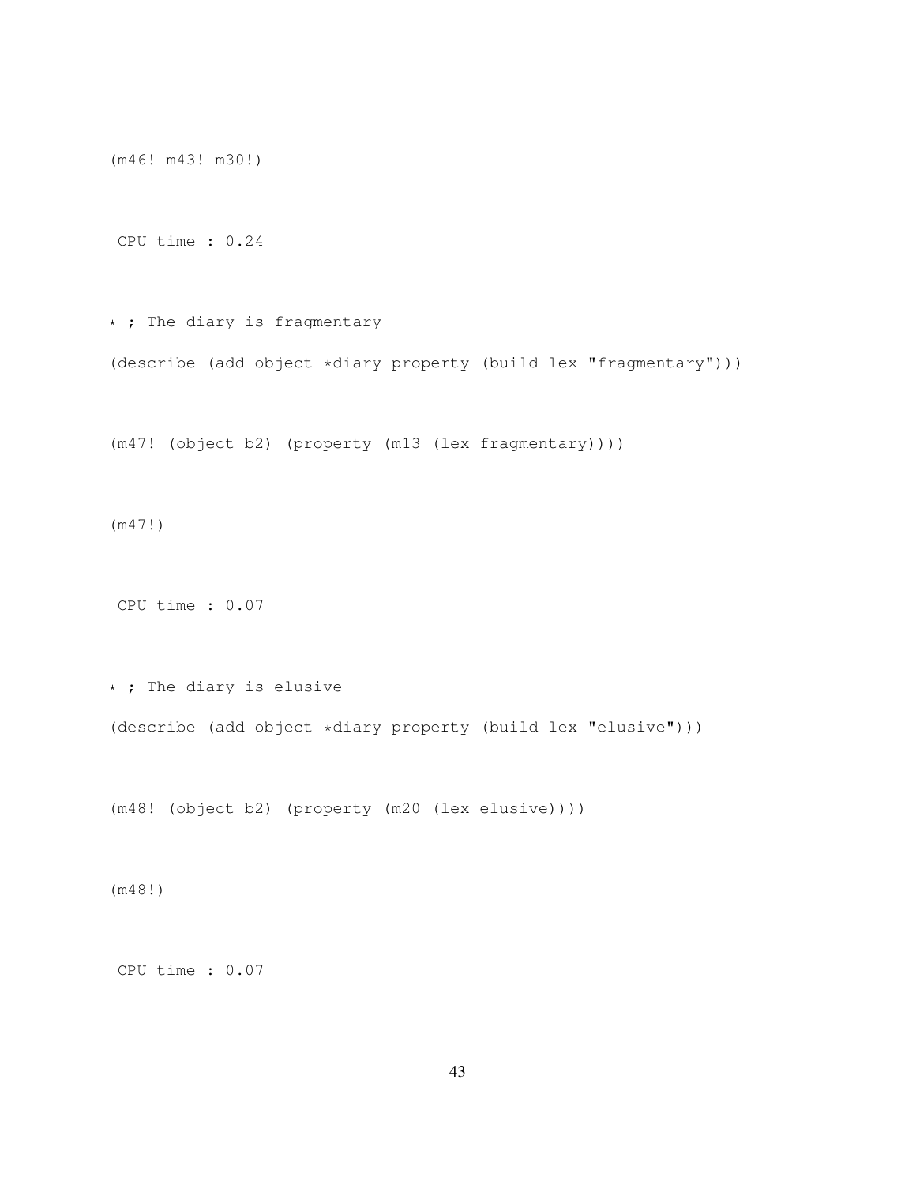```
(m46! m43! m30!)

 CPU time : 0.24

* ; The diary is fragmentary
(describe (add object *diary property (build lex "fragmentary")))

(m47! (object b2) (property (m13 (lex fragmentary))))

(m47!)

 CPU time : 0.07

* ; The diary is elusive
(describe (add object *diary property (build lex "elusive")))

(m48! (object b2) (property (m20 (lex elusive))))

(m48!)

 CPU time : 0.07
```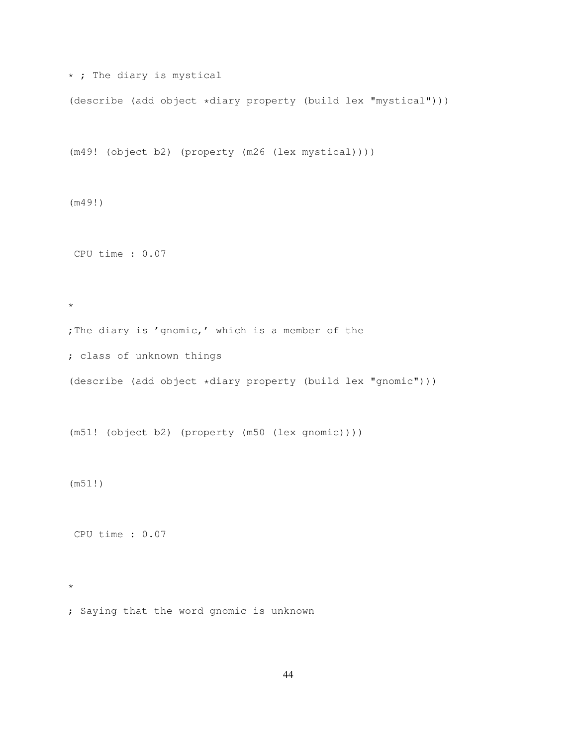```
* ; The diary is mystical

(describe (add object *diary property (build lex "mystical")))


(m49! (object b2) (property (m26 (lex mystical))))


(m49!)


 CPU time : 0.07


*

;The diary is 'gnomic,' which is a member of the

; class of unknown things

(describe (add object *diary property (build lex "gnomic")))


(m51! (object b2) (property (m50 (lex gnomic))))


(m51!)


 CPU time : 0.07


*

; Saying that the word gnomic is unknown
```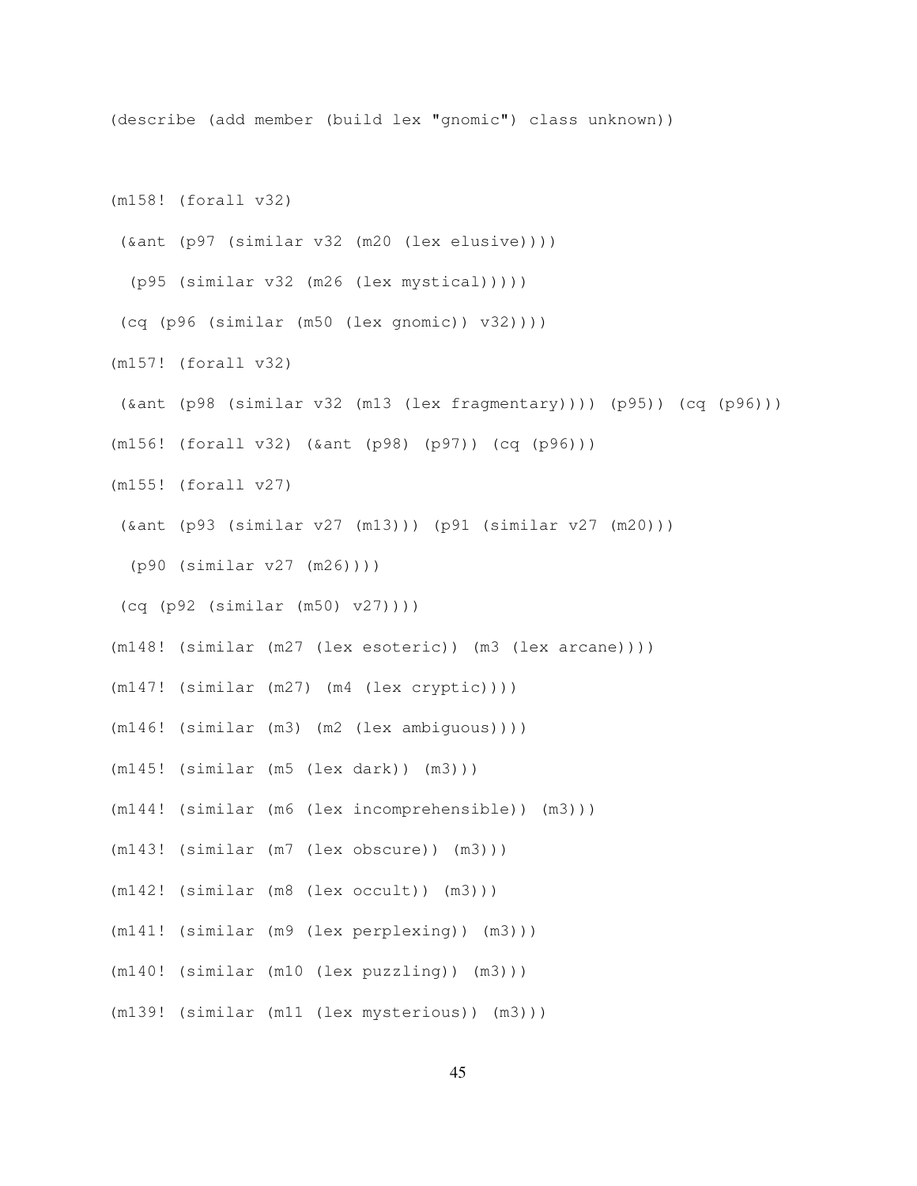```
(describe (add member (build lex "gnomic") class unknown))


(m158! (forall v32)
 (&ant (p97 (similar v32 (m20 (lex elusive))))
  (p95 (similar v32 (m26 (lex mystical)))))
 (cq (p96 (similar (m50 (lex gnomic)) v32))))
(m157! (forall v32)
 (&ant (p98 (similar v32 (m13 (lex fragmentary)))) (p95)) (cq (p96)))
(m156! (forall v32) (&ant (p98) (p97)) (cq (p96)))
(m155! (forall v27)
 (&ant (p93 (similar v27 (m13))) (p91 (similar v27 (m20)))
  (p90 (similar v27 (m26))))
 (cq (p92 (similar (m50) v27))))
(m148! (similar (m27 (lex esoteric)) (m3 (lex arcane))))
(m147! (similar (m27) (m4 (lex cryptic))))
(m146! (similar (m3) (m2 (lex ambiguous))))
(m145! (similar (m5 (lex dark)) (m3)))
(m144! (similar (m6 (lex incomprehensible)) (m3)))
(m143! (similar (m7 (lex obscure)) (m3)))
(m142! (similar (m8 (lex occult)) (m3)))
(m141! (similar (m9 (lex perplexing)) (m3)))
(m140! (similar (m10 (lex puzzling)) (m3)))
(m139! (similar (m11 (lex mysterious)) (m3)))
```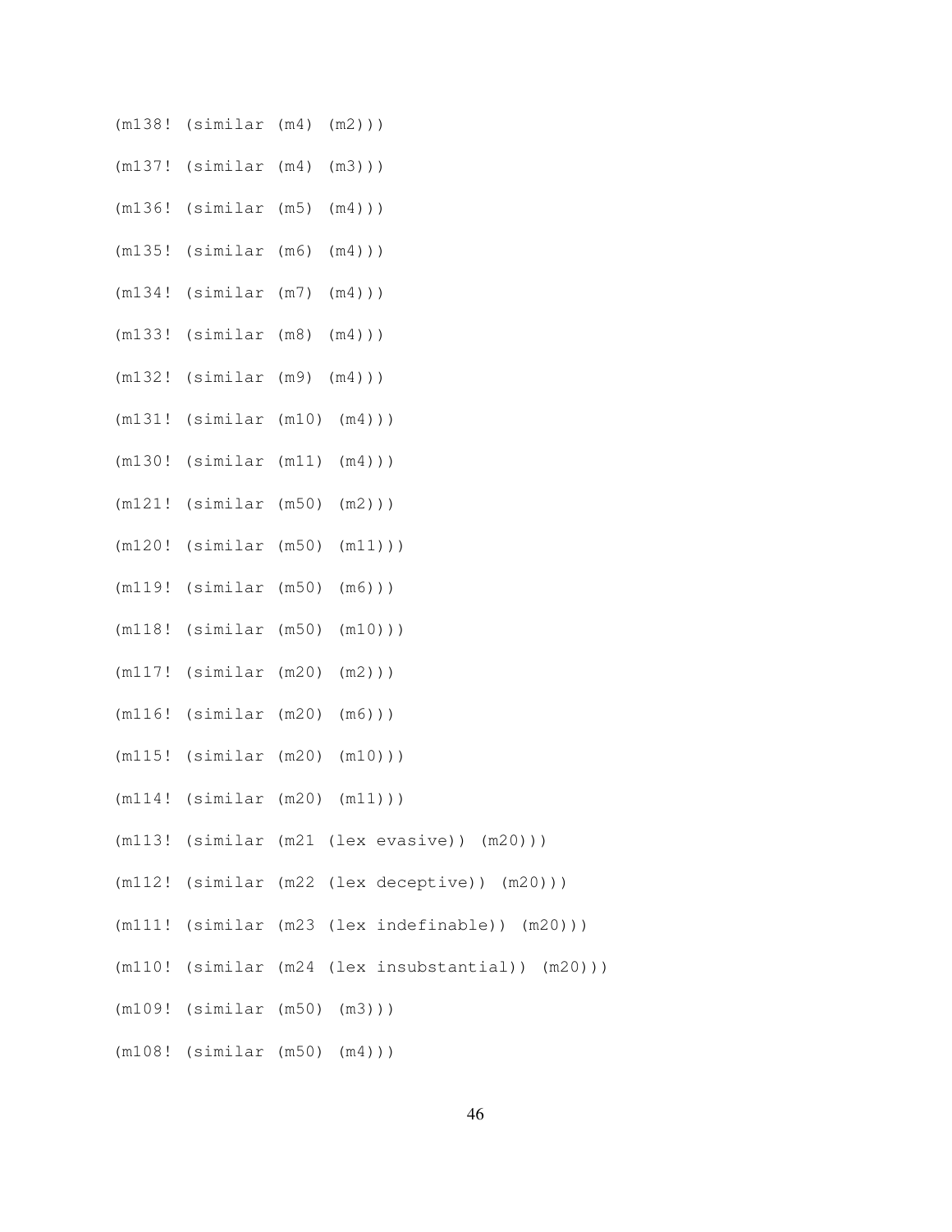```
(m138! (similar (m4) (m2)))

(m137! (similar (m4) (m3)))

(m136! (similar (m5) (m4)))

(m135! (similar (m6) (m4)))

(m134! (similar (m7) (m4)))

(m133! (similar (m8) (m4)))

(m132! (similar (m9) (m4)))

(m131! (similar (m10) (m4)))

(m130! (similar (m11) (m4)))

(m121! (similar (m50) (m2)))

(m120! (similar (m50) (m11)))

(m119! (similar (m50) (m6)))

(m118! (similar (m50) (m10)))

(m117! (similar (m20) (m2)))

(m116! (similar (m20) (m6)))

(m115! (similar (m20) (m10)))

(m114! (similar (m20) (m11)))

(m113! (similar (m21 (lex evasive)) (m20)))

(m112! (similar (m22 (lex deceptive)) (m20)))

(m111! (similar (m23 (lex indefinable)) (m20)))

(m110! (similar (m24 (lex insubstantial)) (m20)))

(m109! (similar (m50) (m3)))

(m108! (similar (m50) (m4)))
```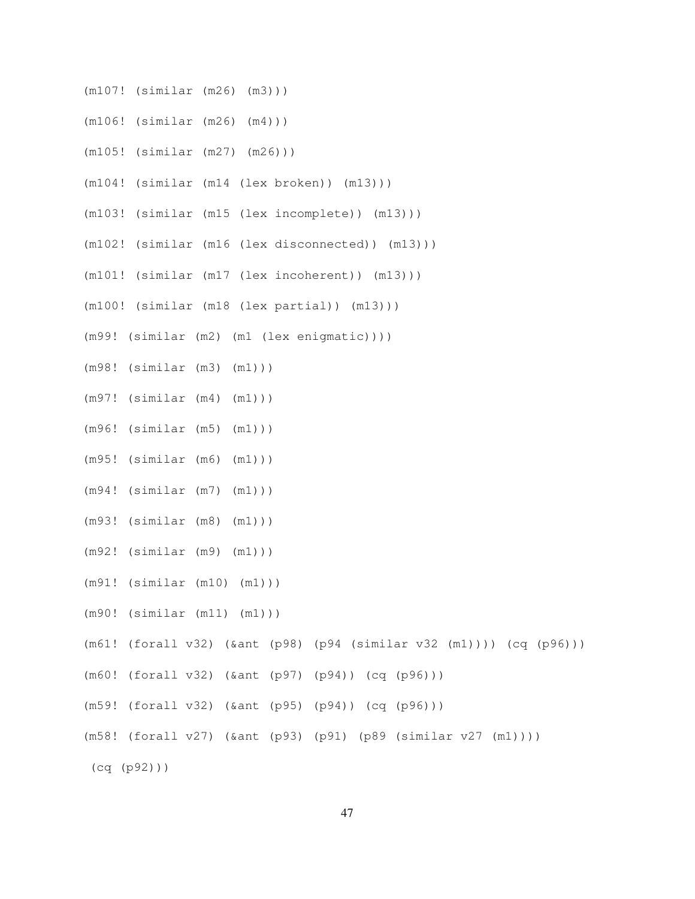```
(m107! (similar (m26) (m3)))

(m106! (similar (m26) (m4)))

(m105! (similar (m27) (m26)))

(m104! (similar (m14 (lex broken)) (m13)))

(m103! (similar (m15 (lex incomplete)) (m13)))

(m102! (similar (m16 (lex disconnected)) (m13)))

(m101! (similar (m17 (lex incoherent)) (m13)))

(m100! (similar (m18 (lex partial)) (m13)))

(m99! (similar (m2) (m1 (lex enigmatic))))

(m98! (similar (m3) (m1)))

(m97! (similar (m4) (m1)))

(m96! (similar (m5) (m1)))

(m95! (similar (m6) (m1)))

(m94! (similar (m7) (m1)))

(m93! (similar (m8) (m1)))

(m92! (similar (m9) (m1)))

(m91! (similar (m10) (m1)))

(m90! (similar (m11) (m1)))

(m61! (forall v32) (&ant (p98) (p94 (similar v32 (m1)))) (cq (p96)))

(m60! (forall v32) (&ant (p97) (p94)) (cq (p96)))

(m59! (forall v32) (&ant (p95) (p94)) (cq (p96)))

(m58! (forall v27) (&ant (p93) (p91) (p89 (similar v27 (m1))))
 (cq (p92)))
```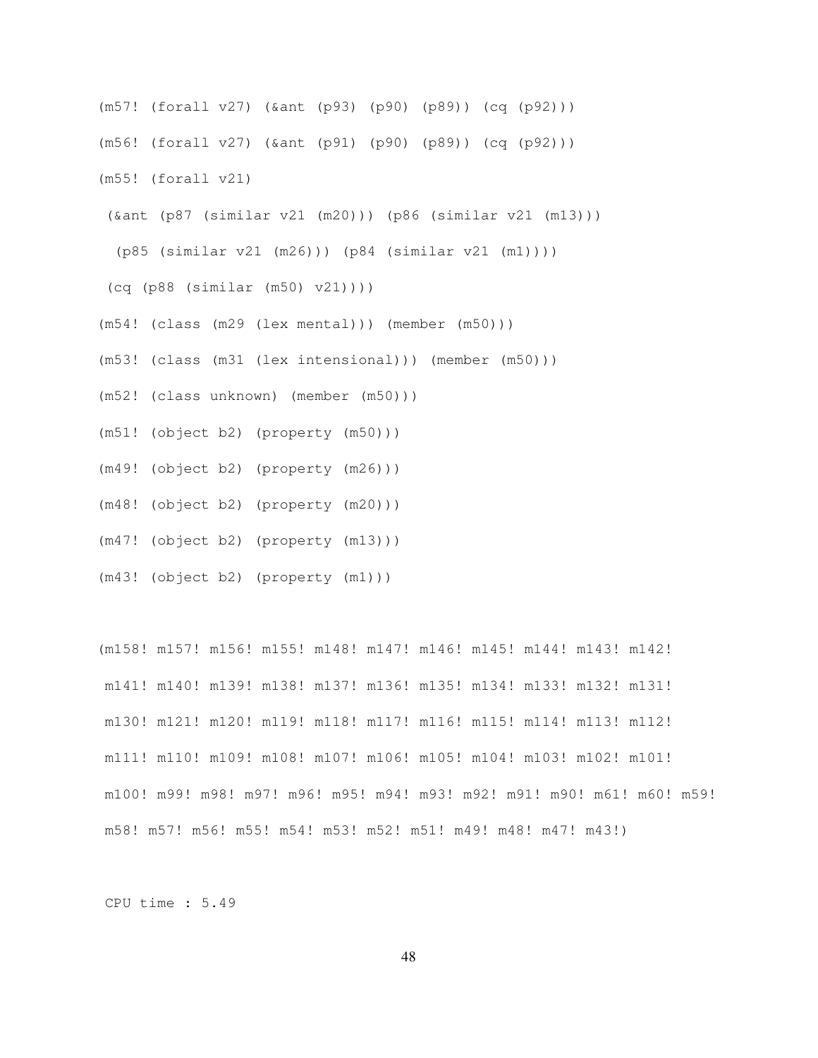```
(m57! (forall v27) (&ant (p93) (p90) (p89)) (cq (p92)))

(m56! (forall v27) (&ant (p91) (p90) (p89)) (cq (p92)))

(m55! (forall v21)

 (&ant (p87 (similar v21 (m20))) (p86 (similar v21 (m13)))

  (p85 (similar v21 (m26))) (p84 (similar v21 (m1))))

 (cq (p88 (similar (m50) v21))))

(m54! (class (m29 (lex mental))) (member (m50)))

(m53! (class (m31 (lex intensional))) (member (m50)))

(m52! (class unknown) (member (m50)))

(m51! (object b2) (property (m50)))

(m49! (object b2) (property (m26)))

(m48! (object b2) (property (m20)))

(m47! (object b2) (property (m13)))

(m43! (object b2) (property (m1)))


(m158! m157! m156! m155! m148! m147! m146! m145! m144! m143! m142!

 m141! m140! m139! m138! m137! m136! m135! m134! m133! m132! m131!

 m130! m121! m120! m119! m118! m117! m116! m115! m114! m113! m112!

 m111! m110! m109! m108! m107! m106! m105! m104! m103! m102! m101!

 m100! m99! m98! m97! m96! m95! m94! m93! m92! m91! m90! m61! m60! m59!

 m58! m57! m56! m55! m54! m53! m52! m51! m49! m48! m47! m43!)


 CPU time : 5.49
```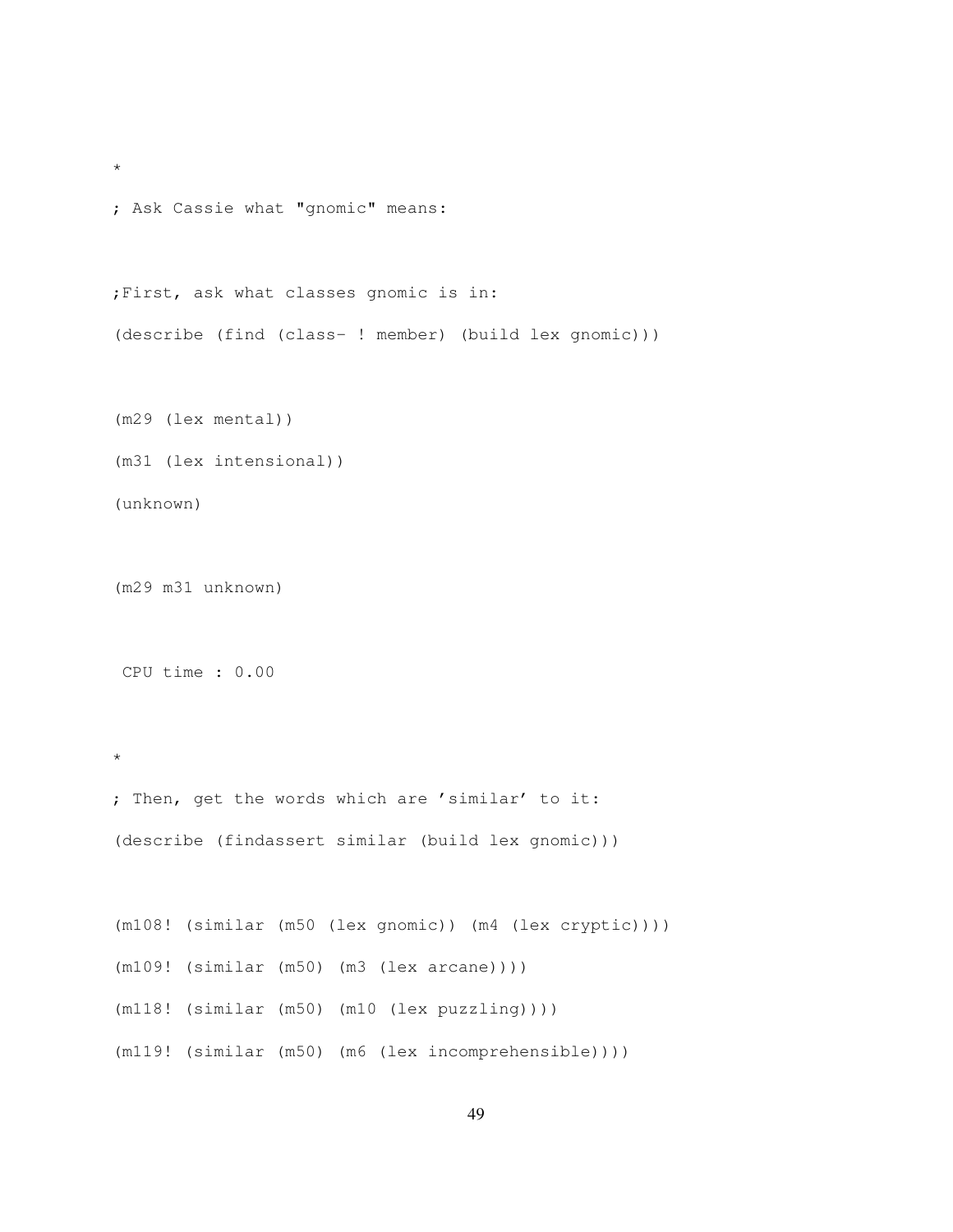```
*
; Ask Cassie what "gnomic" means:

;First, ask what classes gnomic is in:
(describe (find (class- ! member) (build lex gnomic)))

(m29 (lex mental))
(m31 (lex intensional))
(unknown)

(m29 m31 unknown)

 CPU time : 0.00

*
; Then, get the words which are 'similar' to it:
(describe (findassert similar (build lex gnomic)))

(m108! (similar (m50 (lex gnomic)) (m4 (lex cryptic))))
(m109! (similar (m50) (m3 (lex arcane))))
(m118! (similar (m50) (m10 (lex puzzling))))
(m119! (similar (m50) (m6 (lex incomprehensible))))
```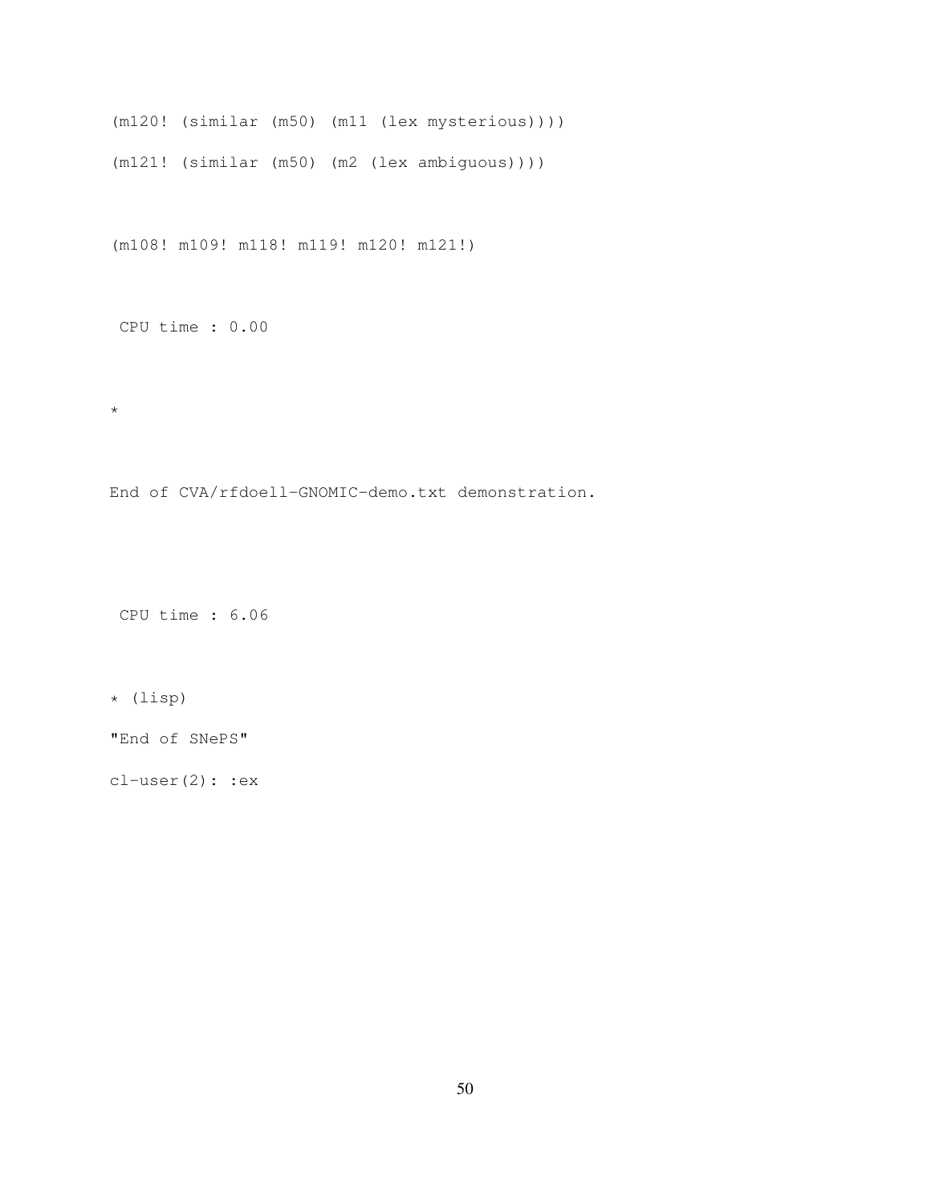```
(m120! (similar (m50) (m11 (lex mysterious))))

(m121! (similar (m50) (m2 (lex ambiguous))))


(m108! m109! m118! m119! m120! m121!)


 CPU time : 0.00


*


End of CVA/rfdoell-GNOMIC-demo.txt demonstration.



 CPU time : 6.06


* (lisp)

"End of SNePS"

cl-user(2): :ex
```